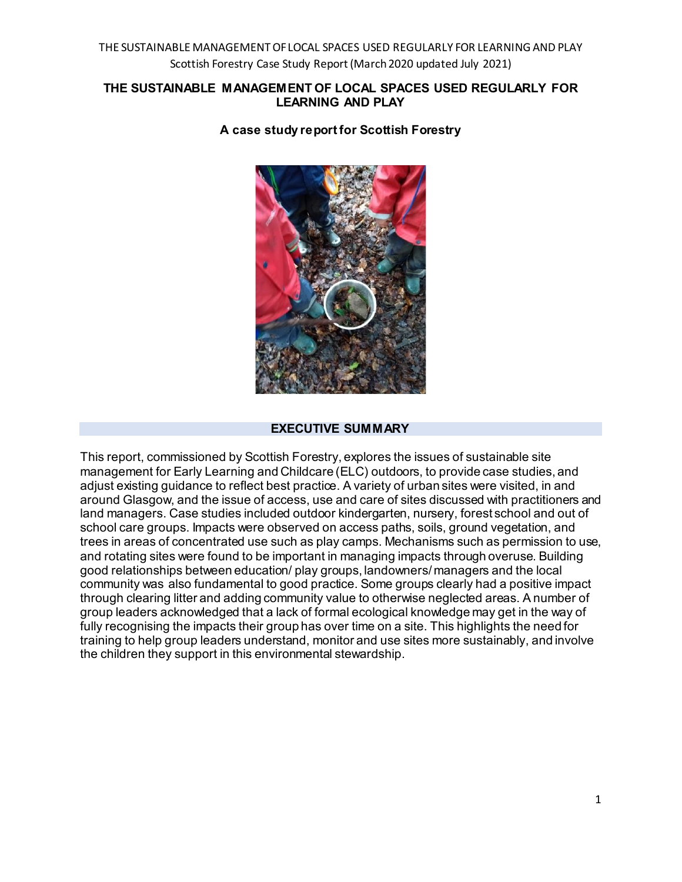# THE SUSTAINABLE MANAGEMENT OF LOCAL SPACES USED REGULARLY FOR LEARNING AND PLAY

### A case study report for Scottish Forestry

## EXECUTIVE SUMMARY

This report, commissioned by Scottish Forestry, explores the issues of sustainable site management for Early Learning and Childcare (ELC) outdoors, to provide case studies, and adjust existing guidance to reflect best practice. A variety of urban sites were visited, in and around Glasgow, and the issue of access, use and care of sites discussed with practitioners and land managers. Case studies included outdoor kindergarten, nursery, forest school and out of school care groups. Impacts were observed on access paths, soils, ground vegetation, and trees in areas of concentrated use such as play camps. Mechanisms such as permission to use, and rotating sites were found to be important in managing impacts through overuse. Building good relationships between education/ play groups, landowners/ managers and the local community was also fundamental to good practice. Some groups clearly had a positive impact through clearing litter and adding community value to otherwise neglected areas. A number of group leaders acknowledged that a lack of formal ecological knowledge may get in the way of fully recognising the impacts their group has over time on a site. This highlights the need for training to help group leaders understand, monitor and use sites more sustainably, and involve the children they support in this environmental stewardship.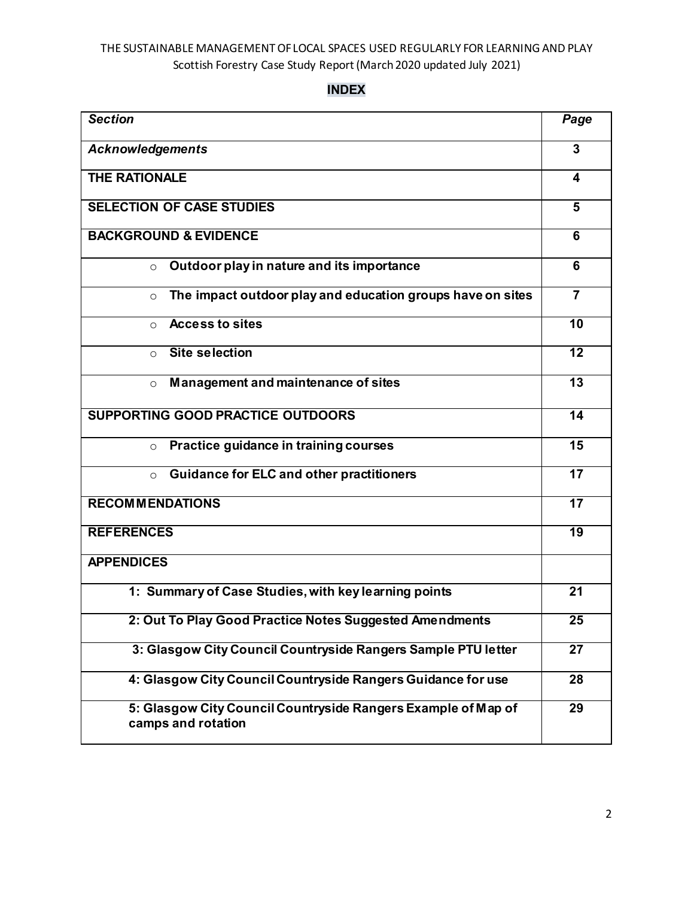## INDEX

| *Section* | *Page* |
|---|---|
| ***Acknowledgements*** | **3** |
| **THE RATIONALE** | **4** |
| **SELECTION OF CASE STUDIES** | **5** |
| **BACKGROUND & EVIDENCE** | **6** |
| ○ **Outdoor play in nature and its importance** | **6** |
| ○ **The impact outdoor play and education groups have on sites** | **7** |
| ○ **Access to sites** | **10** |
| ○ **Site selection** | **12** |
| ○ **Management and maintenance of sites** | **13** |
| **SUPPORTING GOOD PRACTICE OUTDOORS** | **14** |
| ○ **Practice guidance in training courses** | **15** |
| ○ **Guidance for ELC and other practitioners** | **17** |
| **RECOMMENDATIONS** | **17** |
| **REFERENCES** | **19** |
| **APPENDICES** | |
| **1: Summary of Case Studies, with key learning points** | **21** |
| **2: Out To Play Good Practice Notes Suggested Amendments** | **25** |
| **3: Glasgow City Council Countryside Rangers Sample PTU letter** | **27** |
| **4: Glasgow City Council Countryside Rangers Guidance for use** | **28** |
| **5: Glasgow City Council Countryside Rangers Example of Map of camps and rotation** | **29** |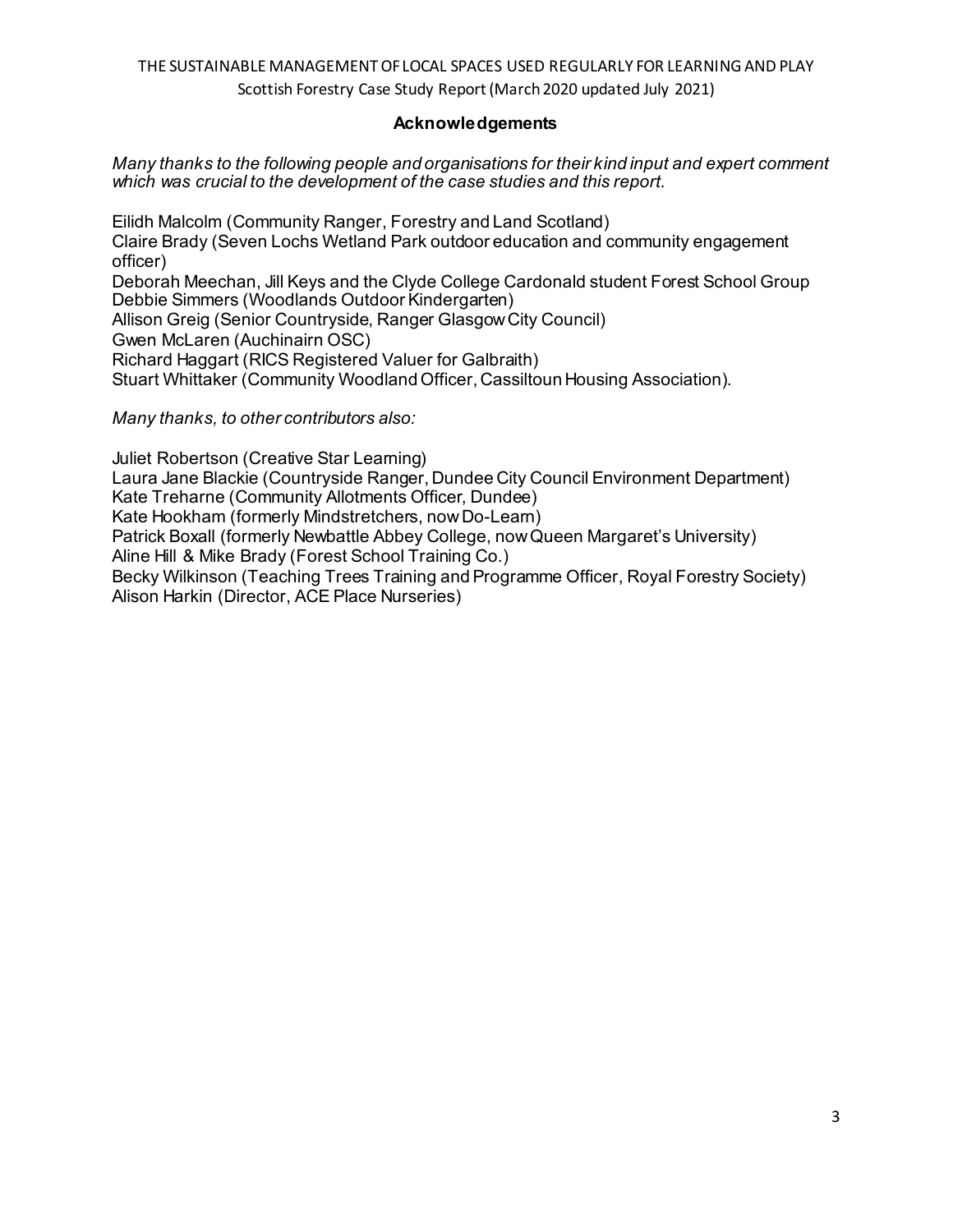## Acknowledgements

*Many thanks to the following people and organisations for their kind input and expert comment which was crucial to the development of the case studies and this report.*

Eilidh Malcolm (Community Ranger, Forestry and Land Scotland)
Claire Brady (Seven Lochs Wetland Park outdoor education and community engagement officer)
Deborah Meechan, Jill Keys and the Clyde College Cardonald student Forest School Group
Debbie Simmers (Woodlands Outdoor Kindergarten)
Allison Greig (Senior Countryside, Ranger Glasgow City Council)
Gwen McLaren (Auchinairn OSC)
Richard Haggart (RICS Registered Valuer for Galbraith)
Stuart Whittaker (Community Woodland Officer, Cassiltoun Housing Association).

*Many thanks, to other contributors also:*

Juliet Robertson (Creative Star Learning)
Laura Jane Blackie (Countryside Ranger, Dundee City Council Environment Department)
Kate Treharne (Community Allotments Officer, Dundee)
Kate Hookham (formerly Mindstretchers, now Do-Learn)
Patrick Boxall (formerly Newbattle Abbey College, now Queen Margaret's University)
Aline Hill & Mike Brady (Forest School Training Co.)
Becky Wilkinson (Teaching Trees Training and Programme Officer, Royal Forestry Society)
Alison Harkin (Director, ACE Place Nurseries)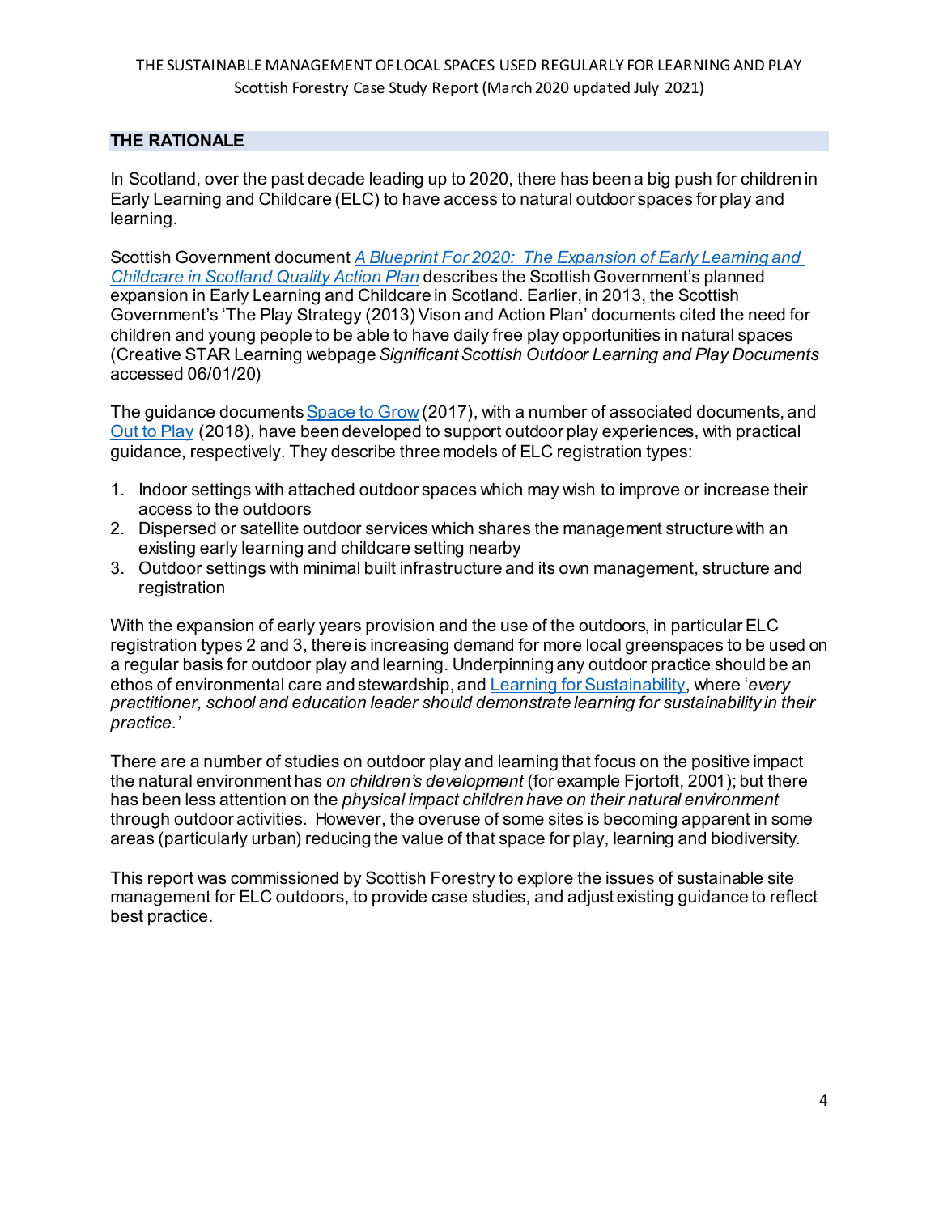## THE RATIONALE

In Scotland, over the past decade leading up to 2020, there has been a big push for children in Early Learning and Childcare (ELC) to have access to natural outdoor spaces for play and learning.

Scottish Government document *A Blueprint For 2020: The Expansion of Early Learning and Childcare in Scotland Quality Action Plan* describes the Scottish Government's planned expansion in Early Learning and Childcare in Scotland. Earlier, in 2013, the Scottish Government's 'The Play Strategy (2013) Vison and Action Plan' documents cited the need for children and young people to be able to have daily free play opportunities in natural spaces (Creative STAR Learning webpage *Significant Scottish Outdoor Learning and Play Documents* accessed 06/01/20)

The guidance documents Space to Grow (2017), with a number of associated documents, and Out to Play (2018), have been developed to support outdoor play experiences, with practical guidance, respectively. They describe three models of ELC registration types:

1. Indoor settings with attached outdoor spaces which may wish to improve or increase their access to the outdoors
2. Dispersed or satellite outdoor services which shares the management structure with an existing early learning and childcare setting nearby
3. Outdoor settings with minimal built infrastructure and its own management, structure and registration

With the expansion of early years provision and the use of the outdoors, in particular ELC registration types 2 and 3, there is increasing demand for more local greenspaces to be used on a regular basis for outdoor play and learning. Underpinning any outdoor practice should be an ethos of environmental care and stewardship, and Learning for Sustainability, where '*every practitioner, school and education leader should demonstrate learning for sustainability in their practice.'*

There are a number of studies on outdoor play and learning that focus on the positive impact the natural environment has *on children's development* (for example Fjortoft, 2001); but there has been less attention on the *physical impact children have on their natural environment* through outdoor activities. However, the overuse of some sites is becoming apparent in some areas (particularly urban) reducing the value of that space for play, learning and biodiversity.

This report was commissioned by Scottish Forestry to explore the issues of sustainable site management for ELC outdoors, to provide case studies, and adjust existing guidance to reflect best practice.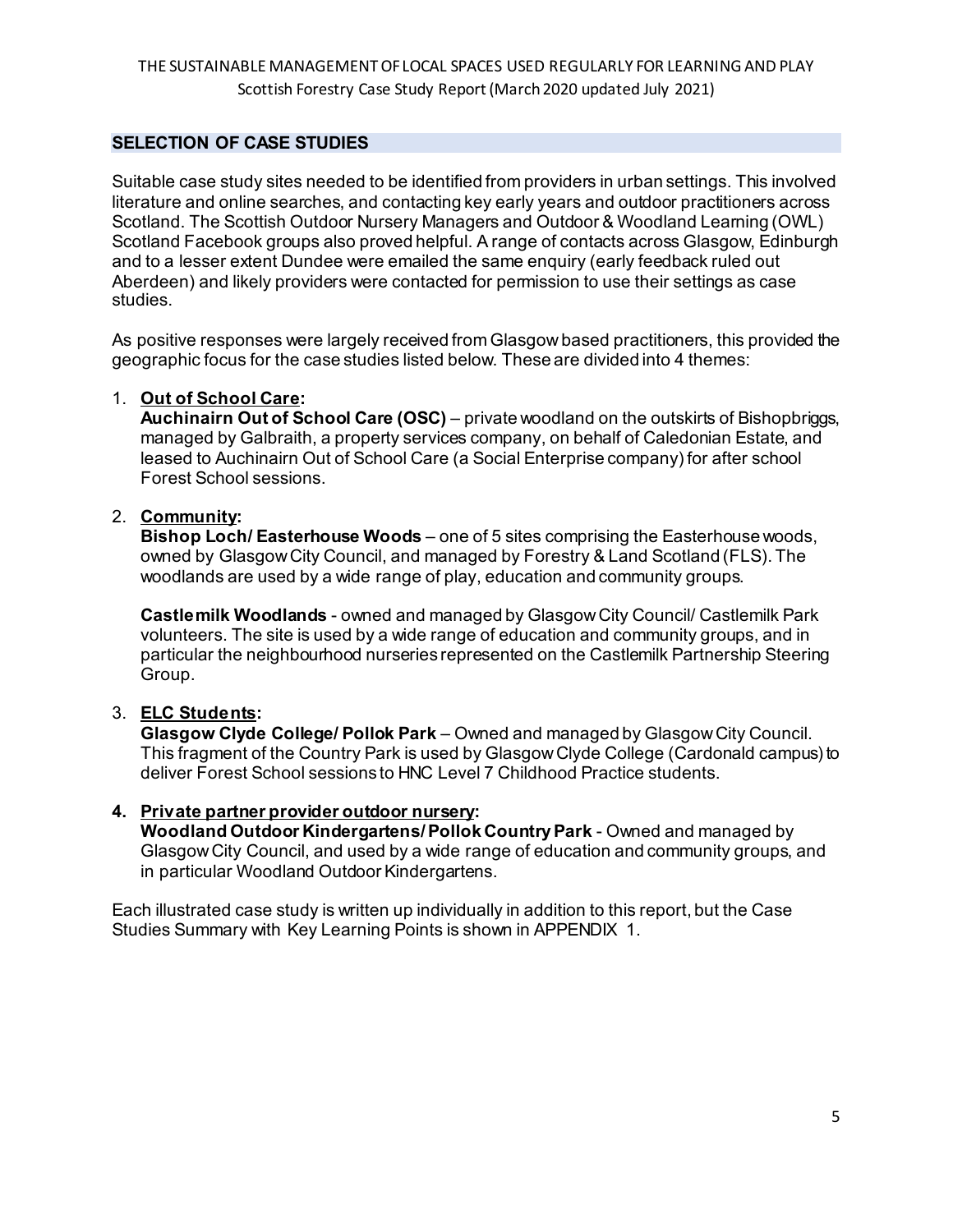## SELECTION OF CASE STUDIES

Suitable case study sites needed to be identified from providers in urban settings. This involved literature and online searches, and contacting key early years and outdoor practitioners across Scotland. The Scottish Outdoor Nursery Managers and Outdoor & Woodland Learning (OWL) Scotland Facebook groups also proved helpful. A range of contacts across Glasgow, Edinburgh and to a lesser extent Dundee were emailed the same enquiry (early feedback ruled out Aberdeen) and likely providers were contacted for permission to use their settings as case studies.

As positive responses were largely received from Glasgow based practitioners, this provided the geographic focus for the case studies listed below. These are divided into 4 themes:

1. **Out of School Care:**
   **Auchinairn Out of School Care (OSC)** – private woodland on the outskirts of Bishopbriggs, managed by Galbraith, a property services company, on behalf of Caledonian Estate, and leased to Auchinairn Out of School Care (a Social Enterprise company) for after school Forest School sessions.

2. **Community:**
   **Bishop Loch/ Easterhouse Woods** – one of 5 sites comprising the Easterhouse woods, owned by Glasgow City Council, and managed by Forestry & Land Scotland (FLS). The woodlands are used by a wide range of play, education and community groups.

   **Castlemilk Woodlands** - owned and managed by Glasgow City Council/ Castlemilk Park volunteers. The site is used by a wide range of education and community groups, and in particular the neighbourhood nurseries represented on the Castlemilk Partnership Steering Group.

3. **ELC Students:**
   **Glasgow Clyde College/ Pollok Park** – Owned and managed by Glasgow City Council. This fragment of the Country Park is used by Glasgow Clyde College (Cardonald campus) to deliver Forest School sessions to HNC Level 7 Childhood Practice students.

4. **Private partner provider outdoor nursery:**
   **Woodland Outdoor Kindergartens/ Pollok Country Park** - Owned and managed by Glasgow City Council, and used by a wide range of education and community groups, and in particular Woodland Outdoor Kindergartens.

Each illustrated case study is written up individually in addition to this report, but the Case Studies Summary with Key Learning Points is shown in APPENDIX 1.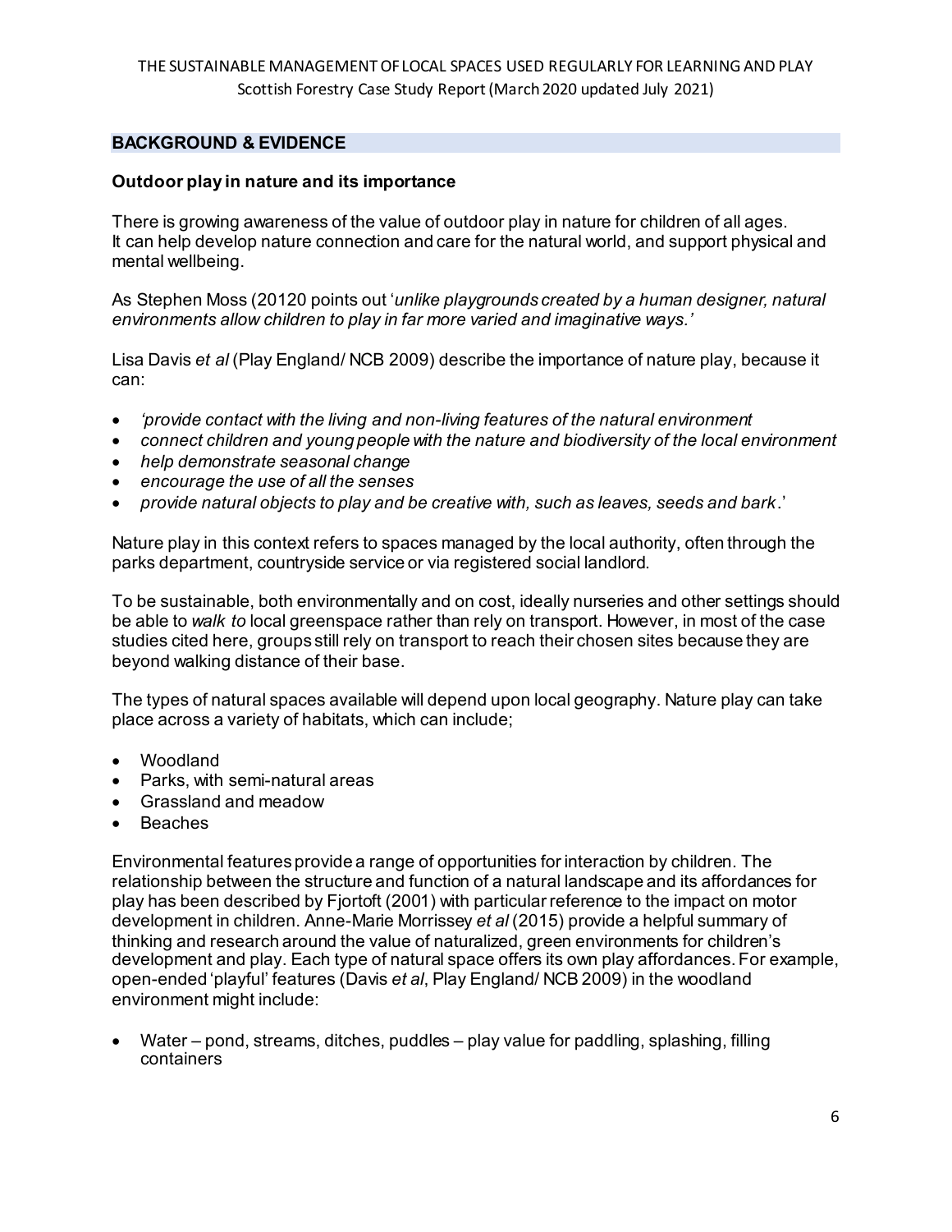## BACKGROUND & EVIDENCE

### Outdoor play in nature and its importance

There is growing awareness of the value of outdoor play in nature for children of all ages. It can help develop nature connection and care for the natural world, and support physical and mental wellbeing.

As Stephen Moss (20120 points out '*unlike playgrounds created by a human designer, natural environments allow children to play in far more varied and imaginative ways.*'

Lisa Davis *et al* (Play England/ NCB 2009) describe the importance of nature play, because it can:

- *'provide contact with the living and non-living features of the natural environment*
- *connect children and young people with the nature and biodiversity of the local environment*
- *help demonstrate seasonal change*
- *encourage the use of all the senses*
- *provide natural objects to play and be creative with, such as leaves, seeds and bark*.'

Nature play in this context refers to spaces managed by the local authority, often through the parks department, countryside service or via registered social landlord.

To be sustainable, both environmentally and on cost, ideally nurseries and other settings should be able to *walk to* local greenspace rather than rely on transport. However, in most of the case studies cited here, groups still rely on transport to reach their chosen sites because they are beyond walking distance of their base.

The types of natural spaces available will depend upon local geography. Nature play can take place across a variety of habitats, which can include;

- Woodland
- Parks, with semi-natural areas
- Grassland and meadow
- Beaches

Environmental features provide a range of opportunities for interaction by children. The relationship between the structure and function of a natural landscape and its affordances for play has been described by Fjortoft (2001) with particular reference to the impact on motor development in children. Anne-Marie Morrissey *et al* (2015) provide a helpful summary of thinking and research around the value of naturalized, green environments for children's development and play. Each type of natural space offers its own play affordances. For example, open-ended 'playful' features (Davis *et al*, Play England/ NCB 2009) in the woodland environment might include:

- Water – pond, streams, ditches, puddles – play value for paddling, splashing, filling containers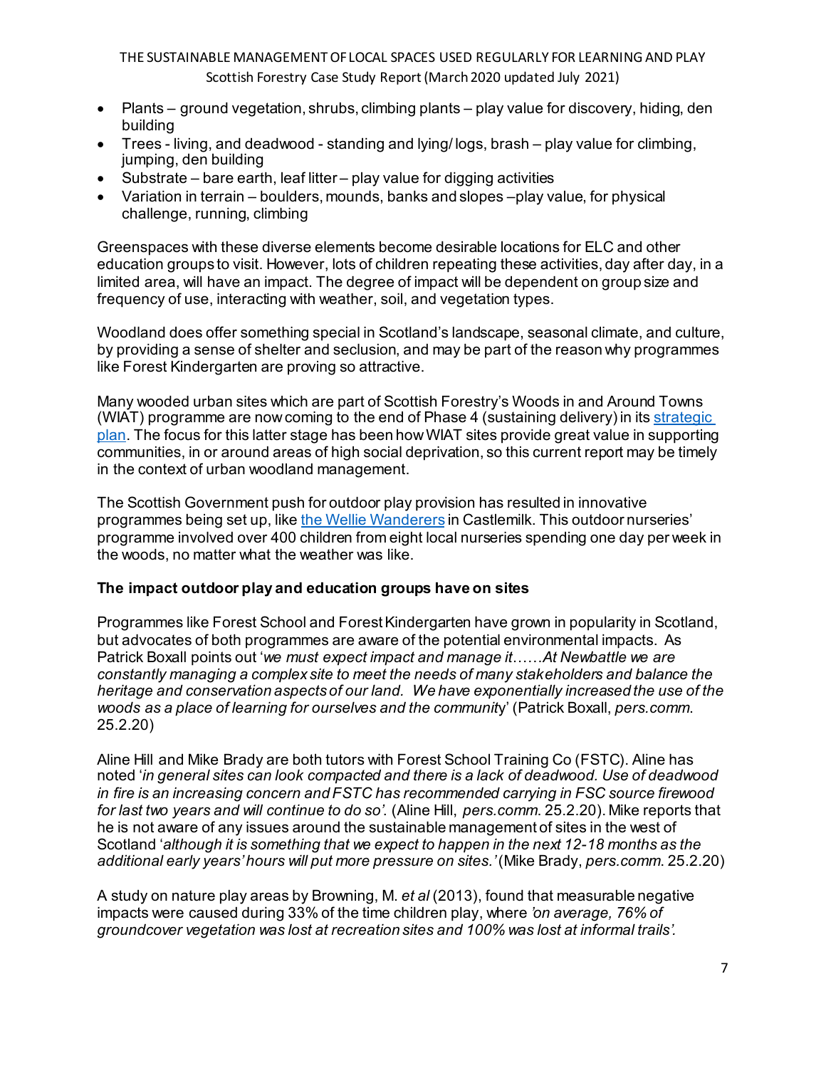- Plants – ground vegetation, shrubs, climbing plants – play value for discovery, hiding, den building
- Trees - living, and deadwood - standing and lying/ logs, brash – play value for climbing, jumping, den building
- Substrate – bare earth, leaf litter – play value for digging activities
- Variation in terrain – boulders, mounds, banks and slopes –play value, for physical challenge, running, climbing

Greenspaces with these diverse elements become desirable locations for ELC and other education groups to visit. However, lots of children repeating these activities, day after day, in a limited area, will have an impact. The degree of impact will be dependent on group size and frequency of use, interacting with weather, soil, and vegetation types.

Woodland does offer something special in Scotland's landscape, seasonal climate, and culture, by providing a sense of shelter and seclusion, and may be part of the reason why programmes like Forest Kindergarten are proving so attractive.

Many wooded urban sites which are part of Scottish Forestry's Woods in and Around Towns (WIAT) programme are now coming to the end of Phase 4 (sustaining delivery) in its strategic plan. The focus for this latter stage has been how WIAT sites provide great value in supporting communities, in or around areas of high social deprivation, so this current report may be timely in the context of urban woodland management.

The Scottish Government push for outdoor play provision has resulted in innovative programmes being set up, like the Wellie Wanderers in Castlemilk. This outdoor nurseries' programme involved over 400 children from eight local nurseries spending one day per week in the woods, no matter what the weather was like.

**The impact outdoor play and education groups have on sites**

Programmes like Forest School and Forest Kindergarten have grown in popularity in Scotland, but advocates of both programmes are aware of the potential environmental impacts. As Patrick Boxall points out '*we must expect impact and manage it……At Newbattle we are constantly managing a complex site to meet the needs of many stakeholders and balance the heritage and conservation aspects of our land. We have exponentially increased the use of the woods as a place of learning for ourselves and the community*' (Patrick Boxall, *pers.comm*. 25.2.20)

Aline Hill and Mike Brady are both tutors with Forest School Training Co (FSTC). Aline has noted '*in general sites can look compacted and there is a lack of deadwood. Use of deadwood in fire is an increasing concern and FSTC has recommended carrying in FSC source firewood for last two years and will continue to do so'.* (Aline Hill, *pers.comm*. 25.2.20). Mike reports that he is not aware of any issues around the sustainable management of sites in the west of Scotland '*although it is something that we expect to happen in the next 12-18 months as the additional early years' hours will put more pressure on sites.'* (Mike Brady, *pers.comm*. 25.2.20)

A study on nature play areas by Browning, M. *et al* (2013), found that measurable negative impacts were caused during 33% of the time children play, where *'on average, 76% of groundcover vegetation was lost at recreation sites and 100% was lost at informal trails'.*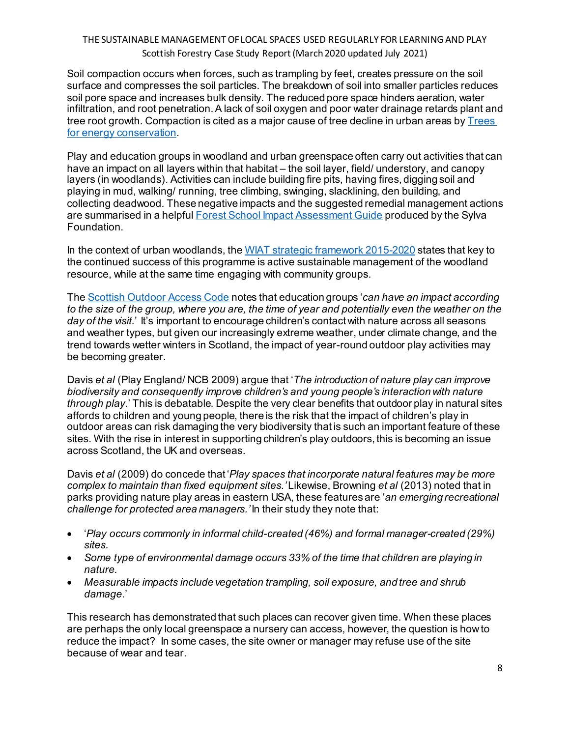Soil compaction occurs when forces, such as trampling by feet, creates pressure on the soil surface and compresses the soil particles. The breakdown of soil into smaller particles reduces soil pore space and increases bulk density. The reduced pore space hinders aeration, water infiltration, and root penetration. A lack of soil oxygen and poor water drainage retards plant and tree root growth. Compaction is cited as a major cause of tree decline in urban areas by [Trees for energy conservation](#).

Play and education groups in woodland and urban greenspace often carry out activities that can have an impact on all layers within that habitat – the soil layer, field/ understory, and canopy layers (in woodlands). Activities can include building fire pits, having fires, digging soil and playing in mud, walking/ running, tree climbing, swinging, slacklining, den building, and collecting deadwood. These negative impacts and the suggested remedial management actions are summarised in a helpful [Forest School Impact Assessment Guide](#) produced by the Sylva Foundation.

In the context of urban woodlands, the [WIAT strategic framework 2015-2020](#) states that key to the continued success of this programme is active sustainable management of the woodland resource, while at the same time engaging with community groups.

The [Scottish Outdoor Access Code](#) notes that education groups '*can have an impact according to the size of the group, where you are, the time of year and potentially even the weather on the day of the visit.*' It's important to encourage children's contact with nature across all seasons and weather types, but given our increasingly extreme weather, under climate change, and the trend towards wetter winters in Scotland, the impact of year-round outdoor play activities may be becoming greater.

Davis *et al* (Play England/ NCB 2009) argue that '*The introduction of nature play can improve biodiversity and consequently improve children's and young people's interaction with nature through play*.' This is debatable. Despite the very clear benefits that outdoor play in natural sites affords to children and young people, there is the risk that the impact of children's play in outdoor areas can risk damaging the very biodiversity that is such an important feature of these sites. With the rise in interest in supporting children's play outdoors, this is becoming an issue across Scotland, the UK and overseas.

Davis *et al* (2009) do concede that '*Play spaces that incorporate natural features may be more complex to maintain than fixed equipment sites.*' Likewise, Browning *et al* (2013) noted that in parks providing nature play areas in eastern USA, these features are '*an emerging recreational challenge for protected area managers.*' In their study they note that:

- '*Play occurs commonly in informal child-created (46%) and formal manager-created (29%) sites.*
- *Some type of environmental damage occurs 33% of the time that children are playing in nature.*
- *Measurable impacts include vegetation trampling, soil exposure, and tree and shrub damage.*'

This research has demonstrated that such places can recover given time. When these places are perhaps the only local greenspace a nursery can access, however, the question is how to reduce the impact? In some cases, the site owner or manager may refuse use of the site because of wear and tear.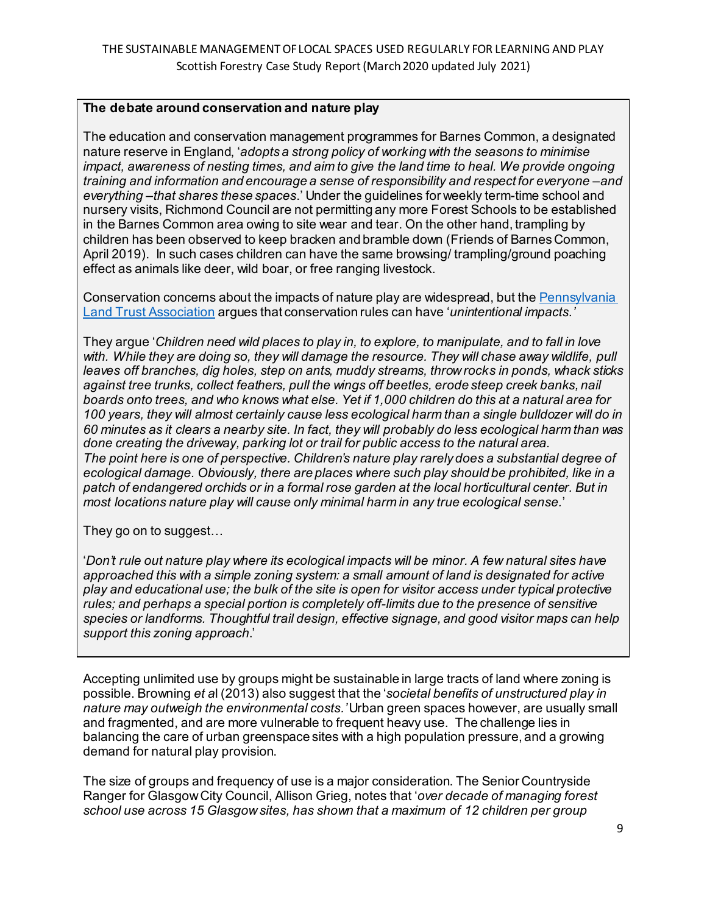**The debate around conservation and nature play**

The education and conservation management programmes for Barnes Common, a designated nature reserve in England, '*adopts a strong policy of working with the seasons to minimise impact, awareness of nesting times, and aim to give the land time to heal. We provide ongoing training and information and encourage a sense of responsibility and respect for everyone –and everything –that shares these spaces*.' Under the guidelines for weekly term-time school and nursery visits, Richmond Council are not permitting any more Forest Schools to be established in the Barnes Common area owing to site wear and tear. On the other hand, trampling by children has been observed to keep bracken and bramble down (Friends of Barnes Common, April 2019). In such cases children can have the same browsing/ trampling/ground poaching effect as animals like deer, wild boar, or free ranging livestock.

Conservation concerns about the impacts of nature play are widespread, but the Pennsylvania Land Trust Association argues that conservation rules can have '*unintentional impacts.'*

They argue '*Children need wild places to play in, to explore, to manipulate, and to fall in love with. While they are doing so, they will damage the resource. They will chase away wildlife, pull leaves off branches, dig holes, step on ants, muddy streams, throw rocks in ponds, whack sticks against tree trunks, collect feathers, pull the wings off beetles, erode steep creek banks, nail boards onto trees, and who knows what else. Yet if 1,000 children do this at a natural area for 100 years, they will almost certainly cause less ecological harm than a single bulldozer will do in 60 minutes as it clears a nearby site. In fact, they will probably do less ecological harm than was done creating the driveway, parking lot or trail for public access to the natural area.*
*The point here is one of perspective. Children's nature play rarely does a substantial degree of ecological damage. Obviously, there are places where such play should be prohibited, like in a patch of endangered orchids or in a formal rose garden at the local horticultural center. But in most locations nature play will cause only minimal harm in any true ecological sense.*'

They go on to suggest…

'*Don't rule out nature play where its ecological impacts will be minor. A few natural sites have approached this with a simple zoning system: a small amount of land is designated for active play and educational use; the bulk of the site is open for visitor access under typical protective rules; and perhaps a special portion is completely off-limits due to the presence of sensitive species or landforms. Thoughtful trail design, effective signage, and good visitor maps can help support this zoning approach*.'

Accepting unlimited use by groups might be sustainable in large tracts of land where zoning is possible. Browning *et al* (2013) also suggest that the '*societal benefits of unstructured play in nature may outweigh the environmental costs.'* Urban green spaces however, are usually small and fragmented, and are more vulnerable to frequent heavy use. The challenge lies in balancing the care of urban greenspace sites with a high population pressure, and a growing demand for natural play provision.

The size of groups and frequency of use is a major consideration. The Senior Countryside Ranger for Glasgow City Council, Allison Grieg, notes that '*over decade of managing forest school use across 15 Glasgow sites, has shown that a maximum of 12 children per group*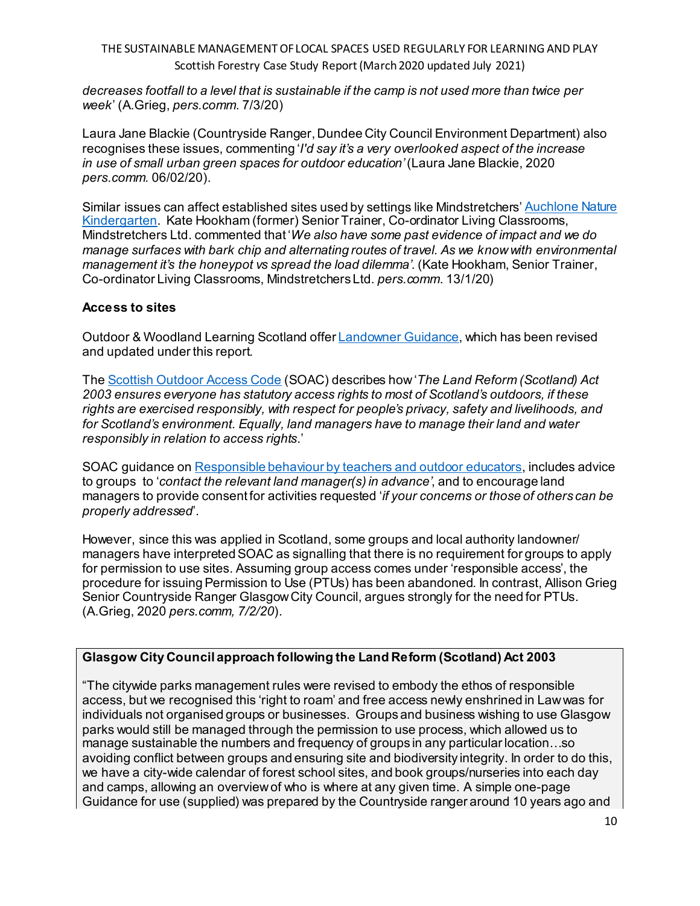*decreases footfall to a level that is sustainable if the camp is not used more than twice per week*' (A.Grieg, *pers.comm.* 7/3/20)

Laura Jane Blackie (Countryside Ranger, Dundee City Council Environment Department) also recognises these issues, commenting '*I'd say it's a very overlooked aspect of the increase in use of small urban green spaces for outdoor education'* (Laura Jane Blackie, 2020 *pers.comm.* 06/02/20).

Similar issues can affect established sites used by settings like Mindstretchers' Auchlone Nature Kindergarten. Kate Hookham (former) Senior Trainer, Co-ordinator Living Classrooms, Mindstretchers Ltd. commented that '*We also have some past evidence of impact and we do manage surfaces with bark chip and alternating routes of travel. As we know with environmental management it's the honeypot vs spread the load dilemma'*. (Kate Hookham, Senior Trainer, Co-ordinator Living Classrooms, Mindstretchers Ltd. *pers.comm.* 13/1/20)

**Access to sites**

Outdoor & Woodland Learning Scotland offer Landowner Guidance, which has been revised and updated under this report.

The Scottish Outdoor Access Code (SOAC) describes how '*The Land Reform (Scotland) Act 2003 ensures everyone has statutory access rights to most of Scotland's outdoors, if these rights are exercised responsibly, with respect for people's privacy, safety and livelihoods, and for Scotland's environment. Equally, land managers have to manage their land and water responsibly in relation to access rights*.'

SOAC guidance on Responsible behaviour by teachers and outdoor educators, includes advice to groups to '*contact the relevant land manager(s) in advance*', and to encourage land managers to provide consent for activities requested '*if your concerns or those of others can be properly addressed*'.

However, since this was applied in Scotland, some groups and local authority landowner/ managers have interpreted SOAC as signalling that there is no requirement for groups to apply for permission to use sites. Assuming group access comes under 'responsible access', the procedure for issuing Permission to Use (PTUs) has been abandoned. In contrast, Allison Grieg Senior Countryside Ranger Glasgow City Council, argues strongly for the need for PTUs. (A.Grieg, 2020 *pers.comm, 7/2/20*).

**Glasgow City Council approach following the Land Reform (Scotland) Act 2003**

"The citywide parks management rules were revised to embody the ethos of responsible access, but we recognised this 'right to roam' and free access newly enshrined in Law was for individuals not organised groups or businesses. Groups and business wishing to use Glasgow parks would still be managed through the permission to use process, which allowed us to manage sustainable the numbers and frequency of groups in any particular location…so avoiding conflict between groups and ensuring site and biodiversity integrity. In order to do this, we have a city-wide calendar of forest school sites, and book groups/nurseries into each day and camps, allowing an overview of who is where at any given time. A simple one-page Guidance for use (supplied) was prepared by the Countryside ranger around 10 years ago and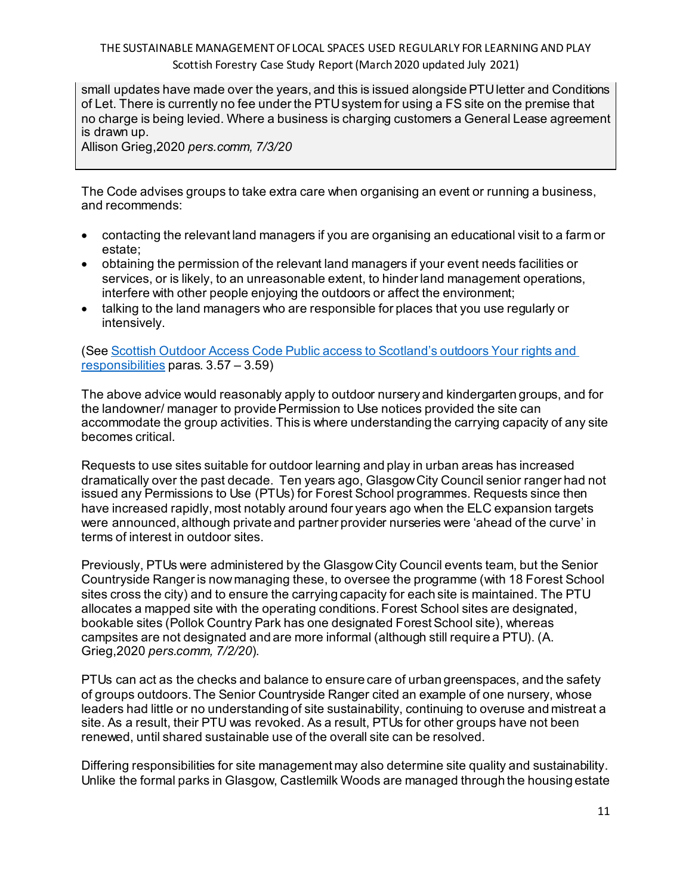small updates have made over the years, and this is issued alongside PTU letter and Conditions of Let. There is currently no fee under the PTU system for using a FS site on the premise that no charge is being levied. Where a business is charging customers a General Lease agreement is drawn up.
Allison Grieg,2020 *pers.comm, 7/3/20*

The Code advises groups to take extra care when organising an event or running a business, and recommends:

- contacting the relevant land managers if you are organising an educational visit to a farm or estate;
- obtaining the permission of the relevant land managers if your event needs facilities or services, or is likely, to an unreasonable extent, to hinder land management operations, interfere with other people enjoying the outdoors or affect the environment;
- talking to the land managers who are responsible for places that you use regularly or intensively.

(See [Scottish Outdoor Access Code Public access to Scotland's outdoors Your rights and responsibilities](#) paras. 3.57 – 3.59)

The above advice would reasonably apply to outdoor nursery and kindergarten groups, and for the landowner/ manager to provide Permission to Use notices provided the site can accommodate the group activities. This is where understanding the carrying capacity of any site becomes critical.

Requests to use sites suitable for outdoor learning and play in urban areas has increased dramatically over the past decade. Ten years ago, Glasgow City Council senior ranger had not issued any Permissions to Use (PTUs) for Forest School programmes. Requests since then have increased rapidly, most notably around four years ago when the ELC expansion targets were announced, although private and partner provider nurseries were 'ahead of the curve' in terms of interest in outdoor sites.

Previously, PTUs were administered by the Glasgow City Council events team, but the Senior Countryside Ranger is now managing these, to oversee the programme (with 18 Forest School sites cross the city) and to ensure the carrying capacity for each site is maintained. The PTU allocates a mapped site with the operating conditions. Forest School sites are designated, bookable sites (Pollok Country Park has one designated Forest School site), whereas campsites are not designated and are more informal (although still require a PTU). (A. Grieg,2020 *pers.comm, 7/2/20*).

PTUs can act as the checks and balance to ensure care of urban greenspaces, and the safety of groups outdoors. The Senior Countryside Ranger cited an example of one nursery, whose leaders had little or no understanding of site sustainability, continuing to overuse and mistreat a site. As a result, their PTU was revoked. As a result, PTUs for other groups have not been renewed, until shared sustainable use of the overall site can be resolved.

Differing responsibilities for site management may also determine site quality and sustainability. Unlike the formal parks in Glasgow, Castlemilk Woods are managed through the housing estate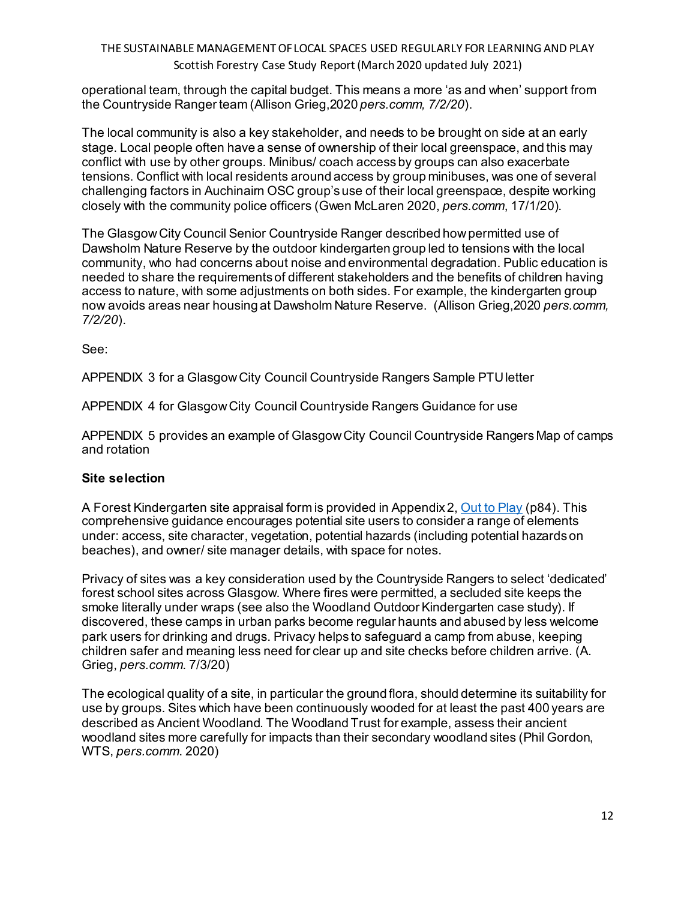operational team, through the capital budget. This means a more 'as and when' support from the Countryside Ranger team (Allison Grieg,2020 *pers.comm, 7/2/20*).

The local community is also a key stakeholder, and needs to be brought on side at an early stage. Local people often have a sense of ownership of their local greenspace, and this may conflict with use by other groups. Minibus/ coach access by groups can also exacerbate tensions. Conflict with local residents around access by group minibuses, was one of several challenging factors in Auchinairn OSC group's use of their local greenspace, despite working closely with the community police officers (Gwen McLaren 2020, *pers.comm*, 17/1/20).

The Glasgow City Council Senior Countryside Ranger described how permitted use of Dawsholm Nature Reserve by the outdoor kindergarten group led to tensions with the local community, who had concerns about noise and environmental degradation. Public education is needed to share the requirements of different stakeholders and the benefits of children having access to nature, with some adjustments on both sides. For example, the kindergarten group now avoids areas near housing at Dawsholm Nature Reserve. (Allison Grieg,2020 *pers.comm, 7/2/20*).

See:

APPENDIX 3 for a Glasgow City Council Countryside Rangers Sample PTU letter

APPENDIX 4 for Glasgow City Council Countryside Rangers Guidance for use

APPENDIX 5 provides an example of Glasgow City Council Countryside Rangers Map of camps and rotation

**Site selection**

A Forest Kindergarten site appraisal form is provided in Appendix 2, [Out to Play](#) (p84). This comprehensive guidance encourages potential site users to consider a range of elements under: access, site character, vegetation, potential hazards (including potential hazards on beaches), and owner/ site manager details, with space for notes.

Privacy of sites was a key consideration used by the Countryside Rangers to select 'dedicated' forest school sites across Glasgow. Where fires were permitted, a secluded site keeps the smoke literally under wraps (see also the Woodland Outdoor Kindergarten case study). If discovered, these camps in urban parks become regular haunts and abused by less welcome park users for drinking and drugs. Privacy helps to safeguard a camp from abuse, keeping children safer and meaning less need for clear up and site checks before children arrive. (A. Grieg, *pers.comm.* 7/3/20)

The ecological quality of a site, in particular the ground flora, should determine its suitability for use by groups. Sites which have been continuously wooded for at least the past 400 years are described as Ancient Woodland. The Woodland Trust for example, assess their ancient woodland sites more carefully for impacts than their secondary woodland sites (Phil Gordon, WTS, *pers.comm.* 2020)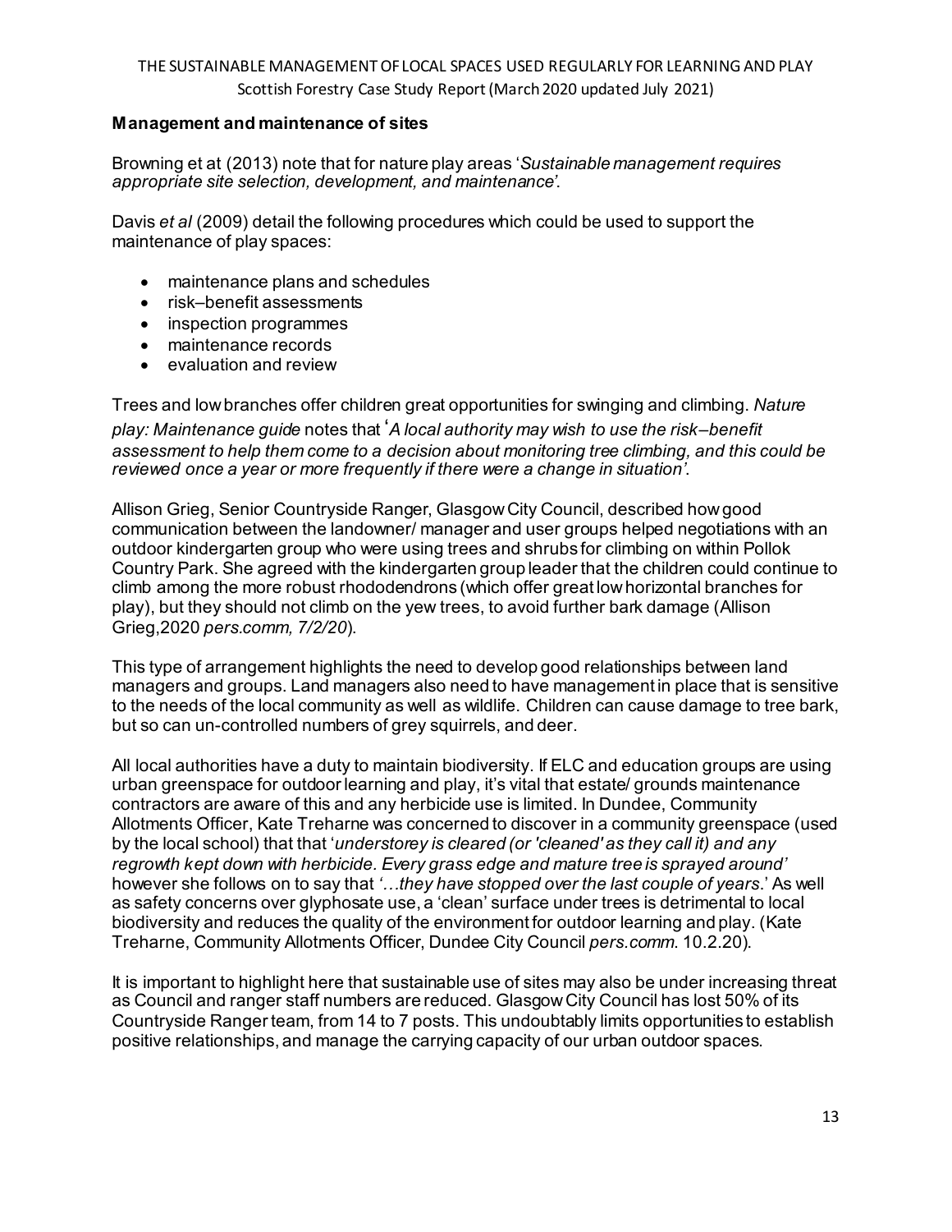**Management and maintenance of sites**

Browning et at (2013) note that for nature play areas '*Sustainable management requires appropriate site selection, development, and maintenance*'.

Davis *et al* (2009) detail the following procedures which could be used to support the maintenance of play spaces:

- maintenance plans and schedules
- risk–benefit assessments
- inspection programmes
- maintenance records
- evaluation and review

Trees and low branches offer children great opportunities for swinging and climbing. *Nature play: Maintenance guide* notes that '*A local authority may wish to use the risk–benefit assessment to help them come to a decision about monitoring tree climbing, and this could be reviewed once a year or more frequently if there were a change in situation'*.

Allison Grieg, Senior Countryside Ranger, Glasgow City Council, described how good communication between the landowner/ manager and user groups helped negotiations with an outdoor kindergarten group who were using trees and shrubs for climbing on within Pollok Country Park. She agreed with the kindergarten group leader that the children could continue to climb among the more robust rhododendrons (which offer great low horizontal branches for play), but they should not climb on the yew trees, to avoid further bark damage (Allison Grieg,2020 *pers.comm, 7/2/20*).

This type of arrangement highlights the need to develop good relationships between land managers and groups. Land managers also need to have management in place that is sensitive to the needs of the local community as well as wildlife. Children can cause damage to tree bark, but so can un-controlled numbers of grey squirrels, and deer.

All local authorities have a duty to maintain biodiversity. If ELC and education groups are using urban greenspace for outdoor learning and play, it's vital that estate/ grounds maintenance contractors are aware of this and any herbicide use is limited. In Dundee, Community Allotments Officer, Kate Treharne was concerned to discover in a community greenspace (used by the local school) that that '*understorey is cleared (or 'cleaned' as they call it) and any regrowth kept down with herbicide. Every grass edge and mature tree is sprayed around'* however she follows on to say that *'…they have stopped over the last couple of years*.' As well as safety concerns over glyphosate use, a 'clean' surface under trees is detrimental to local biodiversity and reduces the quality of the environment for outdoor learning and play. (Kate Treharne, Community Allotments Officer, Dundee City Council *pers.comm.* 10.2.20).

It is important to highlight here that sustainable use of sites may also be under increasing threat as Council and ranger staff numbers are reduced. Glasgow City Council has lost 50% of its Countryside Ranger team, from 14 to 7 posts. This undoubtably limits opportunities to establish positive relationships, and manage the carrying capacity of our urban outdoor spaces.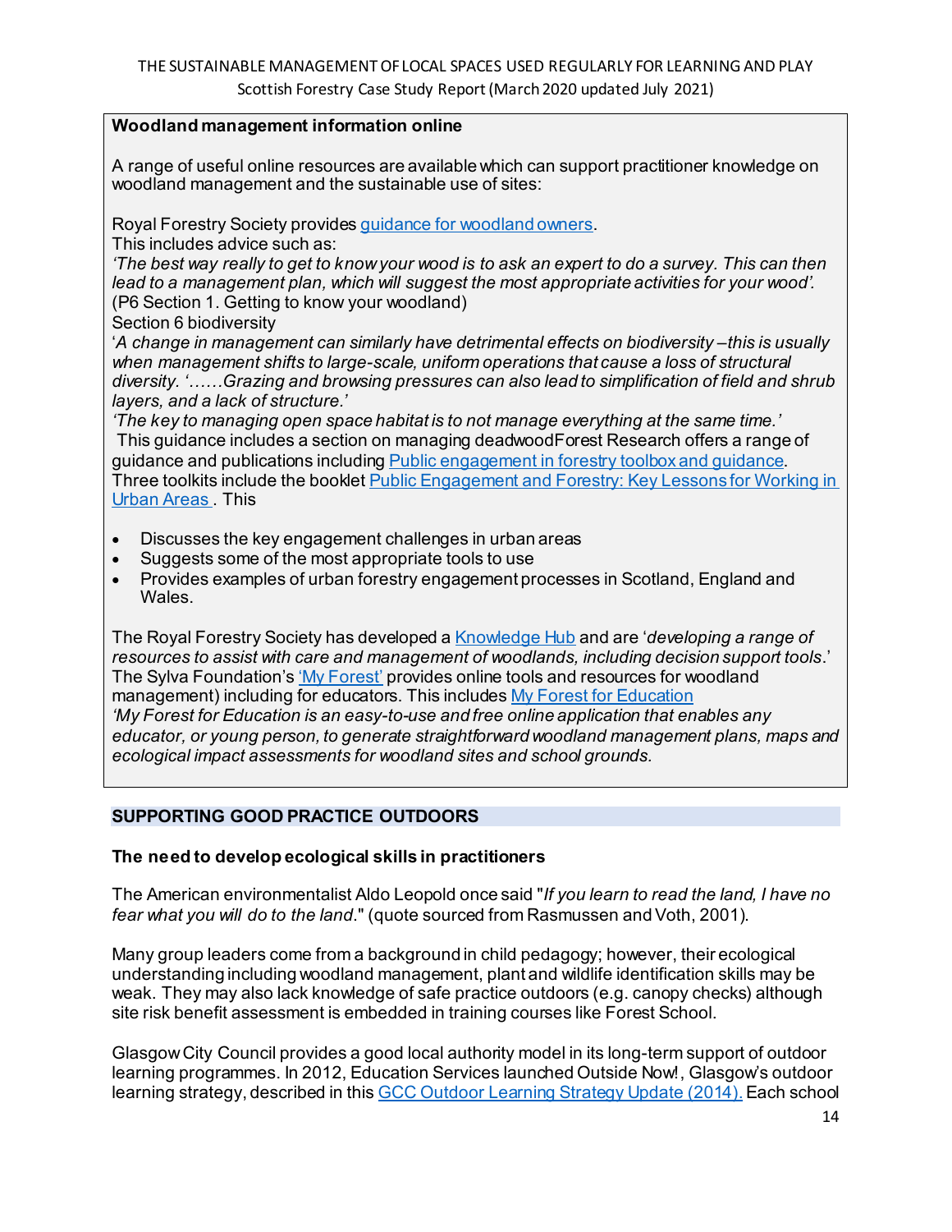**Woodland management information online**

A range of useful online resources are available which can support practitioner knowledge on woodland management and the sustainable use of sites:

Royal Forestry Society provides guidance for woodland owners.
This includes advice such as:
*'The best way really to get to know your wood is to ask an expert to do a survey. This can then lead to a management plan, which will suggest the most appropriate activities for your wood'.* (P6 Section 1. Getting to know your woodland)
Section 6 biodiversity
'*A change in management can similarly have detrimental effects on biodiversity –this is usually when management shifts to large-scale, uniform operations that cause a loss of structural diversity. '……Grazing and browsing pressures can also lead to simplification of field and shrub layers, and a lack of structure.'*
*'The key to managing open space habitat is to not manage everything at the same time.'*
This guidance includes a section on managing deadwoodForest Research offers a range of guidance and publications including Public engagement in forestry toolbox and guidance. Three toolkits include the booklet Public Engagement and Forestry: Key Lessons for Working in Urban Areas . This

- Discusses the key engagement challenges in urban areas
- Suggests some of the most appropriate tools to use
- Provides examples of urban forestry engagement processes in Scotland, England and Wales.

The Royal Forestry Society has developed a Knowledge Hub and are '*developing a range of resources to assist with care and management of woodlands, including decision support tools*.' The Sylva Foundation's 'My Forest' provides online tools and resources for woodland management) including for educators. This includes My Forest for Education
*'My Forest for Education is an easy-to-use and free online application that enables any educator, or young person, to generate straightforward woodland management plans, maps and ecological impact assessments for woodland sites and school grounds.*

## SUPPORTING GOOD PRACTICE OUTDOORS

### The need to develop ecological skills in practitioners

The American environmentalist Aldo Leopold once said "*If you learn to read the land, I have no fear what you will do to the land*." (quote sourced from Rasmussen and Voth, 2001).

Many group leaders come from a background in child pedagogy; however, their ecological understanding including woodland management, plant and wildlife identification skills may be weak. They may also lack knowledge of safe practice outdoors (e.g. canopy checks) although site risk benefit assessment is embedded in training courses like Forest School.

Glasgow City Council provides a good local authority model in its long-term support of outdoor learning programmes. In 2012, Education Services launched Outside Now!, Glasgow's outdoor learning strategy, described in this GCC Outdoor Learning Strategy Update (2014). Each school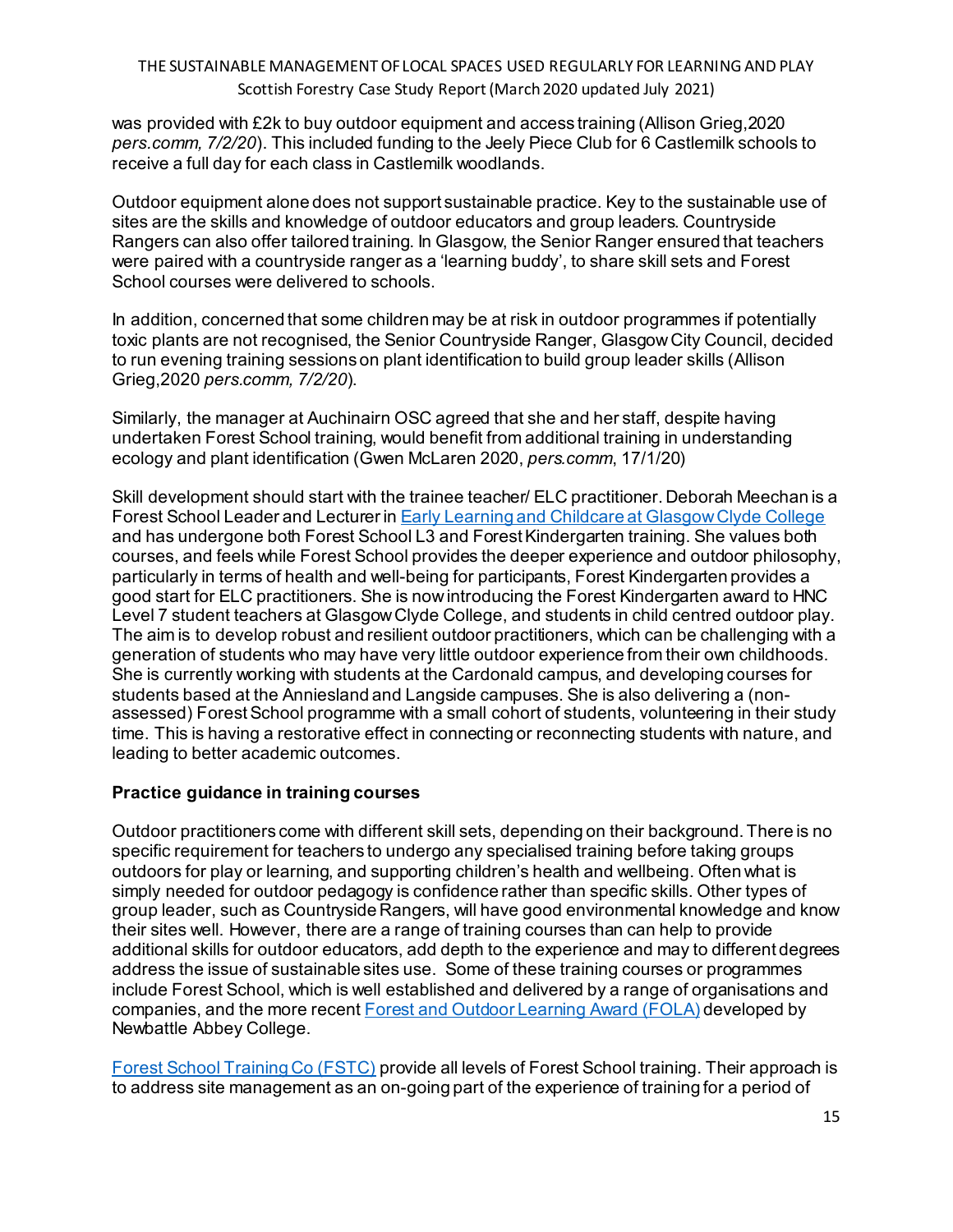was provided with £2k to buy outdoor equipment and access training (Allison Grieg,2020 *pers.comm, 7/2/20*). This included funding to the Jeely Piece Club for 6 Castlemilk schools to receive a full day for each class in Castlemilk woodlands.

Outdoor equipment alone does not support sustainable practice. Key to the sustainable use of sites are the skills and knowledge of outdoor educators and group leaders. Countryside Rangers can also offer tailored training. In Glasgow, the Senior Ranger ensured that teachers were paired with a countryside ranger as a 'learning buddy', to share skill sets and Forest School courses were delivered to schools.

In addition, concerned that some children may be at risk in outdoor programmes if potentially toxic plants are not recognised, the Senior Countryside Ranger, Glasgow City Council, decided to run evening training sessions on plant identification to build group leader skills (Allison Grieg,2020 *pers.comm, 7/2/20*).

Similarly, the manager at Auchinairn OSC agreed that she and her staff, despite having undertaken Forest School training, would benefit from additional training in understanding ecology and plant identification (Gwen McLaren 2020, *pers.comm*, 17/1/20)

Skill development should start with the trainee teacher/ ELC practitioner. Deborah Meechan is a Forest School Leader and Lecturer in Early Learning and Childcare at Glasgow Clyde College and has undergone both Forest School L3 and Forest Kindergarten training. She values both courses, and feels while Forest School provides the deeper experience and outdoor philosophy, particularly in terms of health and well-being for participants, Forest Kindergarten provides a good start for ELC practitioners. She is now introducing the Forest Kindergarten award to HNC Level 7 student teachers at Glasgow Clyde College, and students in child centred outdoor play. The aim is to develop robust and resilient outdoor practitioners, which can be challenging with a generation of students who may have very little outdoor experience from their own childhoods. She is currently working with students at the Cardonald campus, and developing courses for students based at the Anniesland and Langside campuses. She is also delivering a (non-assessed) Forest School programme with a small cohort of students, volunteering in their study time. This is having a restorative effect in connecting or reconnecting students with nature, and leading to better academic outcomes.

### Practice guidance in training courses

Outdoor practitioners come with different skill sets, depending on their background. There is no specific requirement for teachers to undergo any specialised training before taking groups outdoors for play or learning, and supporting children's health and wellbeing. Often what is simply needed for outdoor pedagogy is confidence rather than specific skills. Other types of group leader, such as Countryside Rangers, will have good environmental knowledge and know their sites well. However, there are a range of training courses than can help to provide additional skills for outdoor educators, add depth to the experience and may to different degrees address the issue of sustainable sites use. Some of these training courses or programmes include Forest School, which is well established and delivered by a range of organisations and companies, and the more recent Forest and Outdoor Learning Award (FOLA) developed by Newbattle Abbey College.

Forest School Training Co (FSTC) provide all levels of Forest School training. Their approach is to address site management as an on-going part of the experience of training for a period of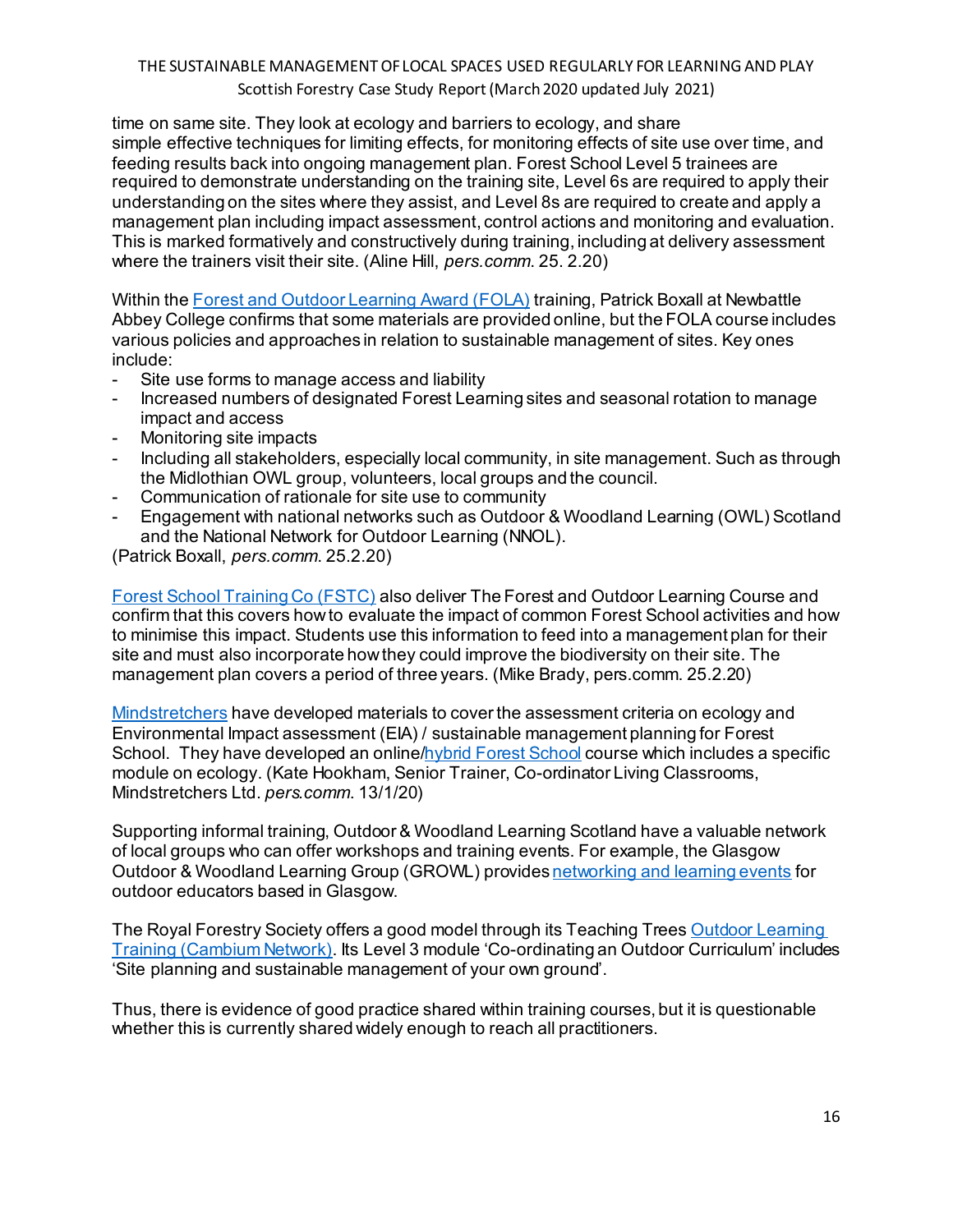time on same site. They look at ecology and barriers to ecology, and share simple effective techniques for limiting effects, for monitoring effects of site use over time, and feeding results back into ongoing management plan. Forest School Level 5 trainees are required to demonstrate understanding on the training site, Level 6s are required to apply their understanding on the sites where they assist, and Level 8s are required to create and apply a management plan including impact assessment, control actions and monitoring and evaluation. This is marked formatively and constructively during training, including at delivery assessment where the trainers visit their site. (Aline Hill, *pers.comm.* 25. 2.20)

Within the Forest and Outdoor Learning Award (FOLA) training, Patrick Boxall at Newbattle Abbey College confirms that some materials are provided online, but the FOLA course includes various policies and approaches in relation to sustainable management of sites. Key ones include:

- Site use forms to manage access and liability
- Increased numbers of designated Forest Learning sites and seasonal rotation to manage impact and access
- Monitoring site impacts
- Including all stakeholders, especially local community, in site management. Such as through the Midlothian OWL group, volunteers, local groups and the council.
- Communication of rationale for site use to community
- Engagement with national networks such as Outdoor & Woodland Learning (OWL) Scotland and the National Network for Outdoor Learning (NNOL).

(Patrick Boxall, *pers.comm.* 25.2.20)

Forest School Training Co (FSTC) also deliver The Forest and Outdoor Learning Course and confirm that this covers how to evaluate the impact of common Forest School activities and how to minimise this impact. Students use this information to feed into a management plan for their site and must also incorporate how they could improve the biodiversity on their site. The management plan covers a period of three years. (Mike Brady, pers.comm. 25.2.20)

Mindstretchers have developed materials to cover the assessment criteria on ecology and Environmental Impact assessment (EIA) / sustainable management planning for Forest School. They have developed an online/hybrid Forest School course which includes a specific module on ecology. (Kate Hookham, Senior Trainer, Co-ordinator Living Classrooms, Mindstretchers Ltd. *pers.comm.* 13/1/20)

Supporting informal training, Outdoor & Woodland Learning Scotland have a valuable network of local groups who can offer workshops and training events. For example, the Glasgow Outdoor & Woodland Learning Group (GROWL) provides networking and learning events for outdoor educators based in Glasgow.

The Royal Forestry Society offers a good model through its Teaching Trees Outdoor Learning Training (Cambium Network). Its Level 3 module 'Co-ordinating an Outdoor Curriculum' includes 'Site planning and sustainable management of your own ground'.

Thus, there is evidence of good practice shared within training courses, but it is questionable whether this is currently shared widely enough to reach all practitioners.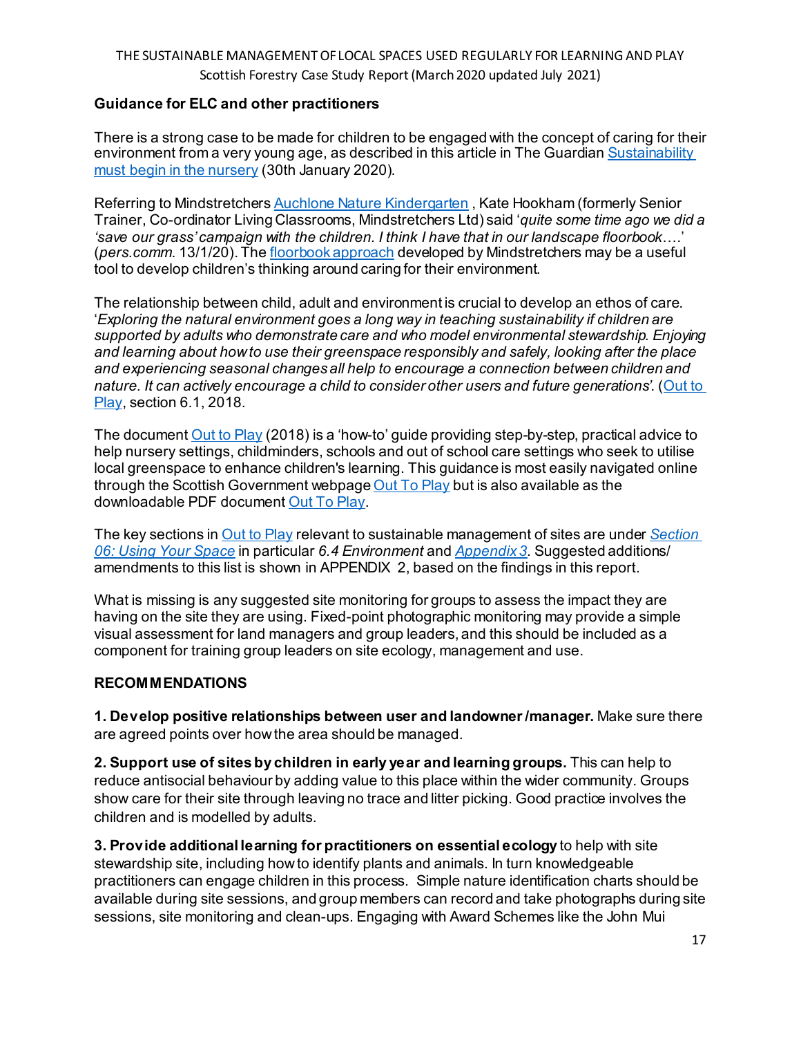**Guidance for ELC and other practitioners**

There is a strong case to be made for children to be engaged with the concept of caring for their environment from a very young age, as described in this article in The Guardian Sustainability must begin in the nursery (30th January 2020).

Referring to Mindstretchers Auchlone Nature Kindergarten , Kate Hookham (formerly Senior Trainer, Co-ordinator Living Classrooms, Mindstretchers Ltd) said '*quite some time ago we did a 'save our grass' campaign with the children. I think I have that in our landscape floorbook….*' (*pers.comm.* 13/1/20). The floorbook approach developed by Mindstretchers may be a useful tool to develop children's thinking around caring for their environment.

The relationship between child, adult and environment is crucial to develop an ethos of care. '*Exploring the natural environment goes a long way in teaching sustainability if children are supported by adults who demonstrate care and who model environmental stewardship. Enjoying and learning about how to use their greenspace responsibly and safely, looking after the place and experiencing seasonal changes all help to encourage a connection between children and nature. It can actively encourage a child to consider other users and future generations*'. (Out to Play, section 6.1, 2018.

The document Out to Play (2018) is a 'how-to' guide providing step-by-step, practical advice to help nursery settings, childminders, schools and out of school care settings who seek to utilise local greenspace to enhance children's learning. This guidance is most easily navigated online through the Scottish Government webpage Out To Play but is also available as the downloadable PDF document Out To Play.

The key sections in Out to Play relevant to sustainable management of sites are under *Section 06: Using Your Space* in particular *6.4 Environment* and *Appendix 3*. Suggested additions/ amendments to this list is shown in APPENDIX 2, based on the findings in this report.

What is missing is any suggested site monitoring for groups to assess the impact they are having on the site they are using. Fixed-point photographic monitoring may provide a simple visual assessment for land managers and group leaders, and this should be included as a component for training group leaders on site ecology, management and use.

**RECOMMENDATIONS**

**1. Develop positive relationships between user and landowner /manager.** Make sure there are agreed points over how the area should be managed.

**2. Support use of sites by children in early year and learning groups.** This can help to reduce antisocial behaviour by adding value to this place within the wider community. Groups show care for their site through leaving no trace and litter picking. Good practice involves the children and is modelled by adults.

**3. Provide additional learning for practitioners on essential ecology** to help with site stewardship site, including how to identify plants and animals. In turn knowledgeable practitioners can engage children in this process. Simple nature identification charts should be available during site sessions, and group members can record and take photographs during site sessions, site monitoring and clean-ups. Engaging with Award Schemes like the John Mui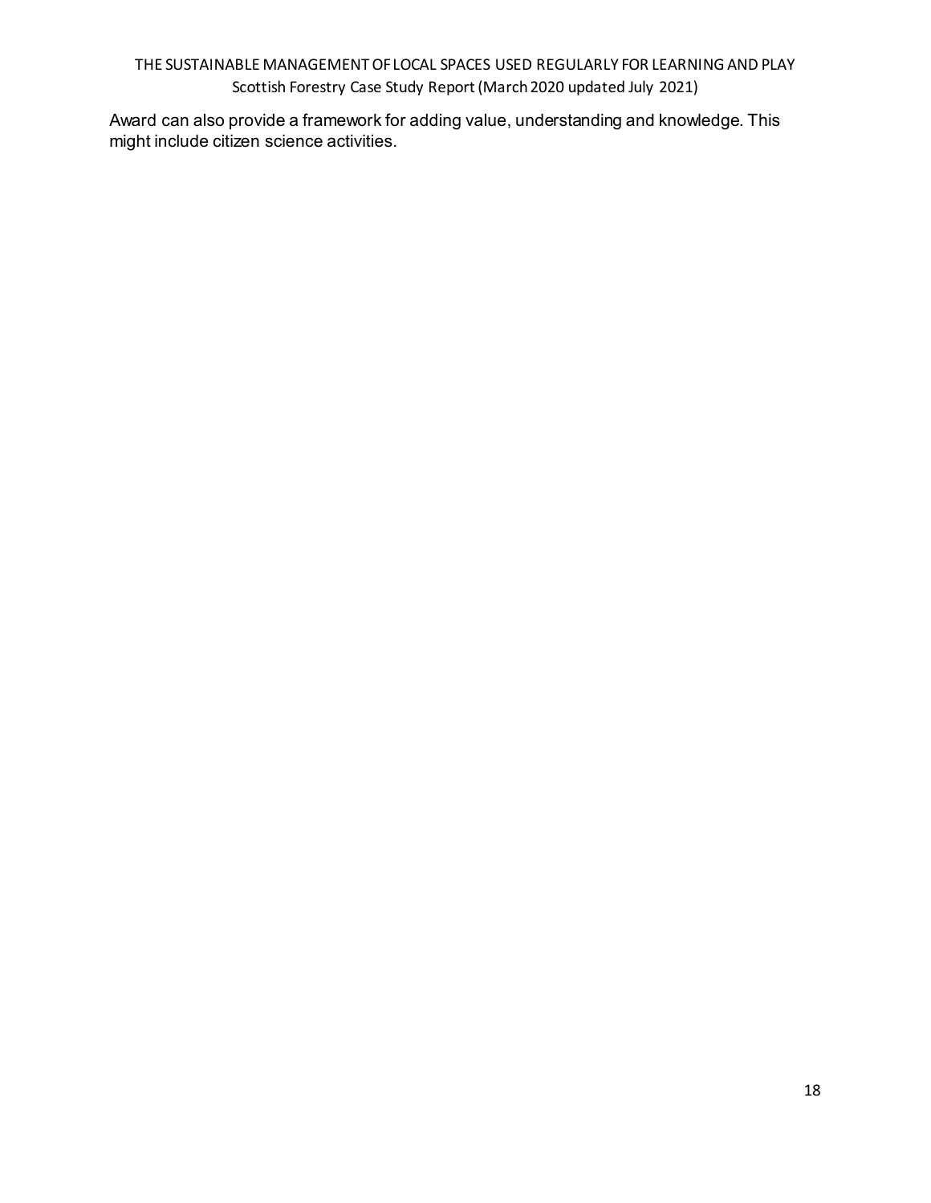Award can also provide a framework for adding value, understanding and knowledge. This might include citizen science activities.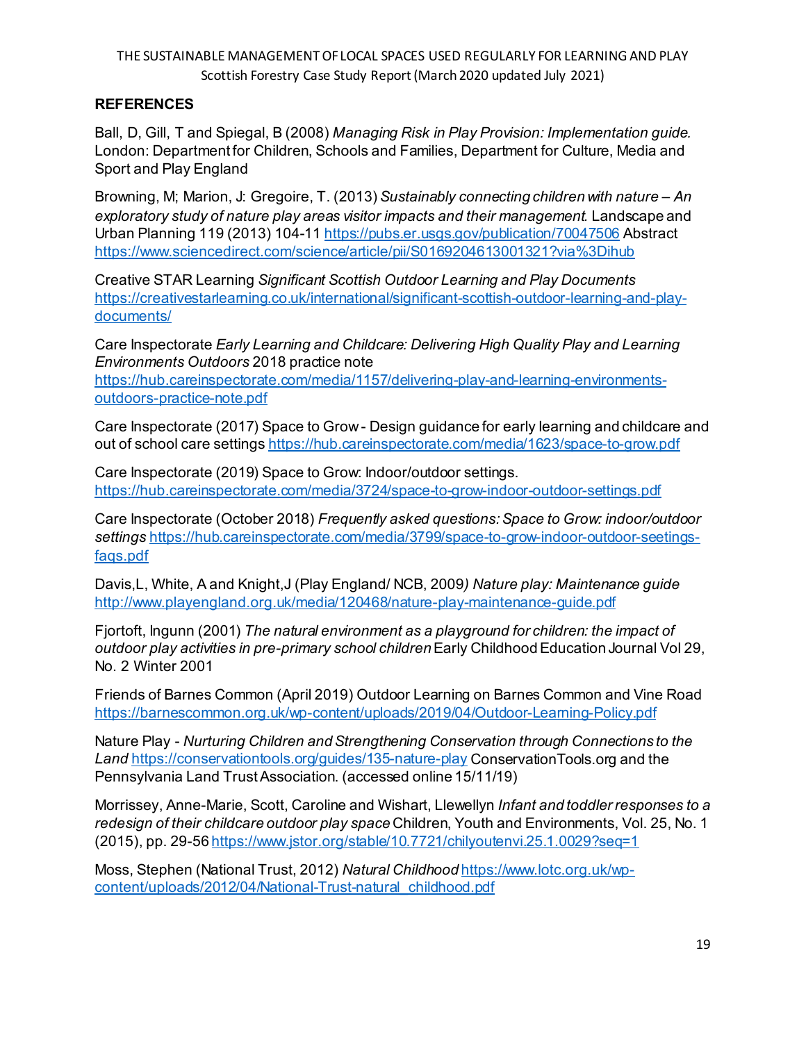## REFERENCES

Ball, D, Gill, T and Spiegal, B (2008) *Managing Risk in Play Provision: Implementation guide.* London: Department for Children, Schools and Families, Department for Culture, Media and Sport and Play England

Browning, M; Marion, J: Gregoire, T. (2013) *Sustainably connecting children with nature – An exploratory study of nature play areas visitor impacts and their management.* Landscape and Urban Planning 119 (2013) 104-11 https://pubs.er.usgs.gov/publication/70047506 Abstract https://www.sciencedirect.com/science/article/pii/S0169204613001321?via%3Dihub

Creative STAR Learning *Significant Scottish Outdoor Learning and Play Documents* https://creativestarlearning.co.uk/international/significant-scottish-outdoor-learning-and-play-documents/

Care Inspectorate *Early Learning and Childcare: Delivering High Quality Play and Learning Environments Outdoors* 2018 practice note https://hub.careinspectorate.com/media/1157/delivering-play-and-learning-environments-outdoors-practice-note.pdf

Care Inspectorate (2017) Space to Grow - Design guidance for early learning and childcare and out of school care settings https://hub.careinspectorate.com/media/1623/space-to-grow.pdf

Care Inspectorate (2019) Space to Grow: Indoor/outdoor settings. https://hub.careinspectorate.com/media/3724/space-to-grow-indoor-outdoor-settings.pdf

Care Inspectorate (October 2018) *Frequently asked questions: Space to Grow: indoor/outdoor settings* https://hub.careinspectorate.com/media/3799/space-to-grow-indoor-outdoor-seetings-faqs.pdf

Davis,L, White, A and Knight,J (Play England/ NCB, 2009*) Nature play: Maintenance guide* http://www.playengland.org.uk/media/120468/nature-play-maintenance-guide.pdf

Fjortoft, Ingunn (2001) *The natural environment as a playground for children: the impact of outdoor play activities in pre-primary school children* Early Childhood Education Journal Vol 29, No. 2 Winter 2001

Friends of Barnes Common (April 2019) Outdoor Learning on Barnes Common and Vine Road https://barnescommon.org.uk/wp-content/uploads/2019/04/Outdoor-Learning-Policy.pdf

Nature Play - *Nurturing Children and Strengthening Conservation through Connections to the Land* https://conservationtools.org/guides/135-nature-play ConservationTools.org and the Pennsylvania Land Trust Association. (accessed online 15/11/19)

Morrissey, Anne-Marie, Scott, Caroline and Wishart, Llewellyn *Infant and toddler responses to a redesign of their childcare outdoor play space* Children, Youth and Environments, Vol. 25, No. 1 (2015), pp. 29-56 https://www.jstor.org/stable/10.7721/chilyoutenvi.25.1.0029?seq=1

Moss, Stephen (National Trust, 2012) *Natural Childhood* https://www.lotc.org.uk/wp-content/uploads/2012/04/National-Trust-natural_childhood.pdf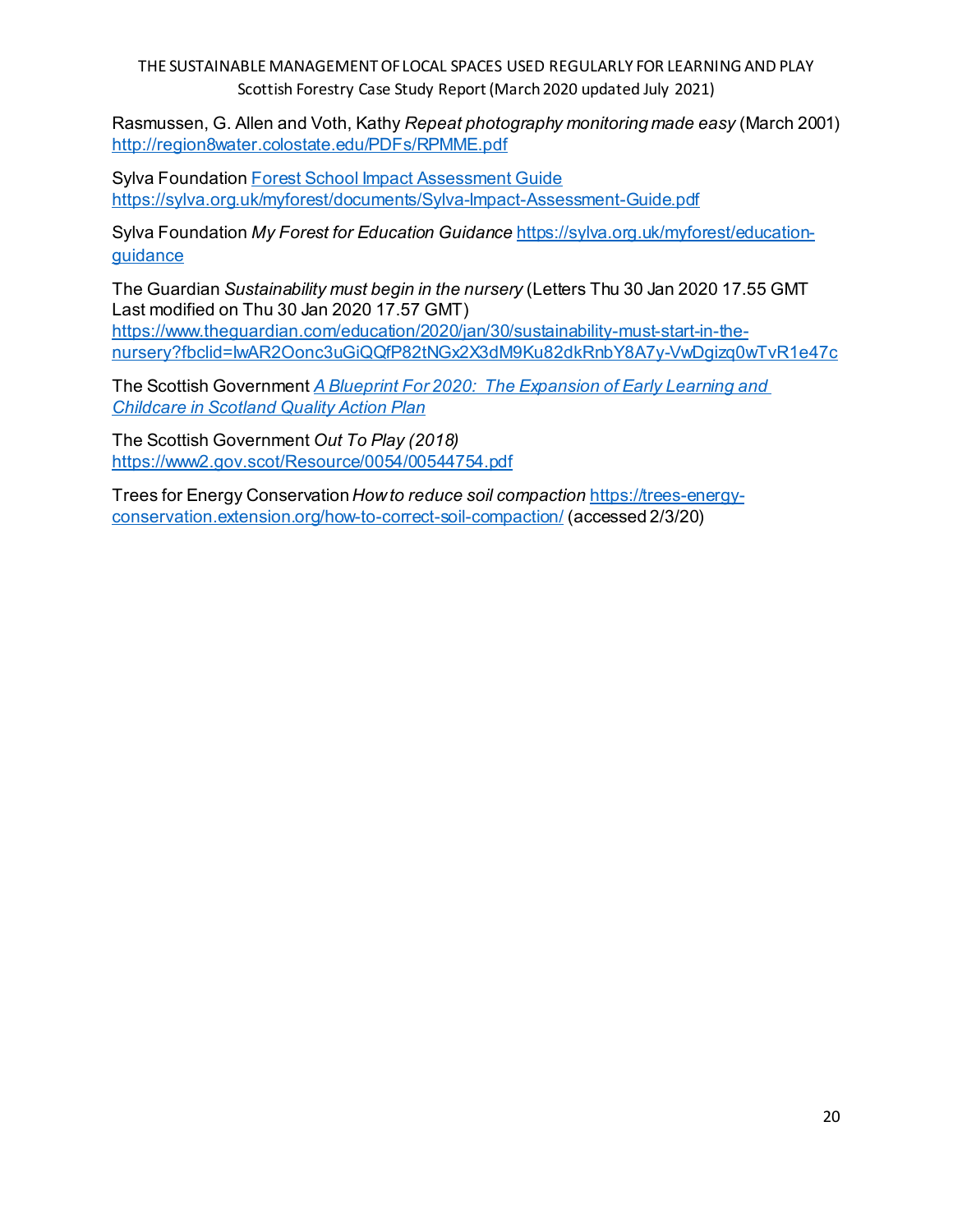Rasmussen, G. Allen and Voth, Kathy *Repeat photography monitoring made easy* (March 2001) http://region8water.colostate.edu/PDFs/RPMME.pdf

Sylva Foundation Forest School Impact Assessment Guide https://sylva.org.uk/myforest/documents/Sylva-Impact-Assessment-Guide.pdf

Sylva Foundation *My Forest for Education Guidance* https://sylva.org.uk/myforest/education-guidance

The Guardian *Sustainability must begin in the nursery* (Letters Thu 30 Jan 2020 17.55 GMT Last modified on Thu 30 Jan 2020 17.57 GMT) https://www.theguardian.com/education/2020/jan/30/sustainability-must-start-in-the-nursery?fbclid=IwAR2Oonc3uGiQQfP82tNGx2X3dM9Ku82dkRnbY8A7y-VwDgizq0wTvR1e47c

The Scottish Government *A Blueprint For 2020: The Expansion of Early Learning and Childcare in Scotland Quality Action Plan*

The Scottish Government *Out To Play (2018)* https://www2.gov.scot/Resource/0054/00544754.pdf

Trees for Energy Conservation *How to reduce soil compaction* https://trees-energy-conservation.extension.org/how-to-correct-soil-compaction/ (accessed 2/3/20)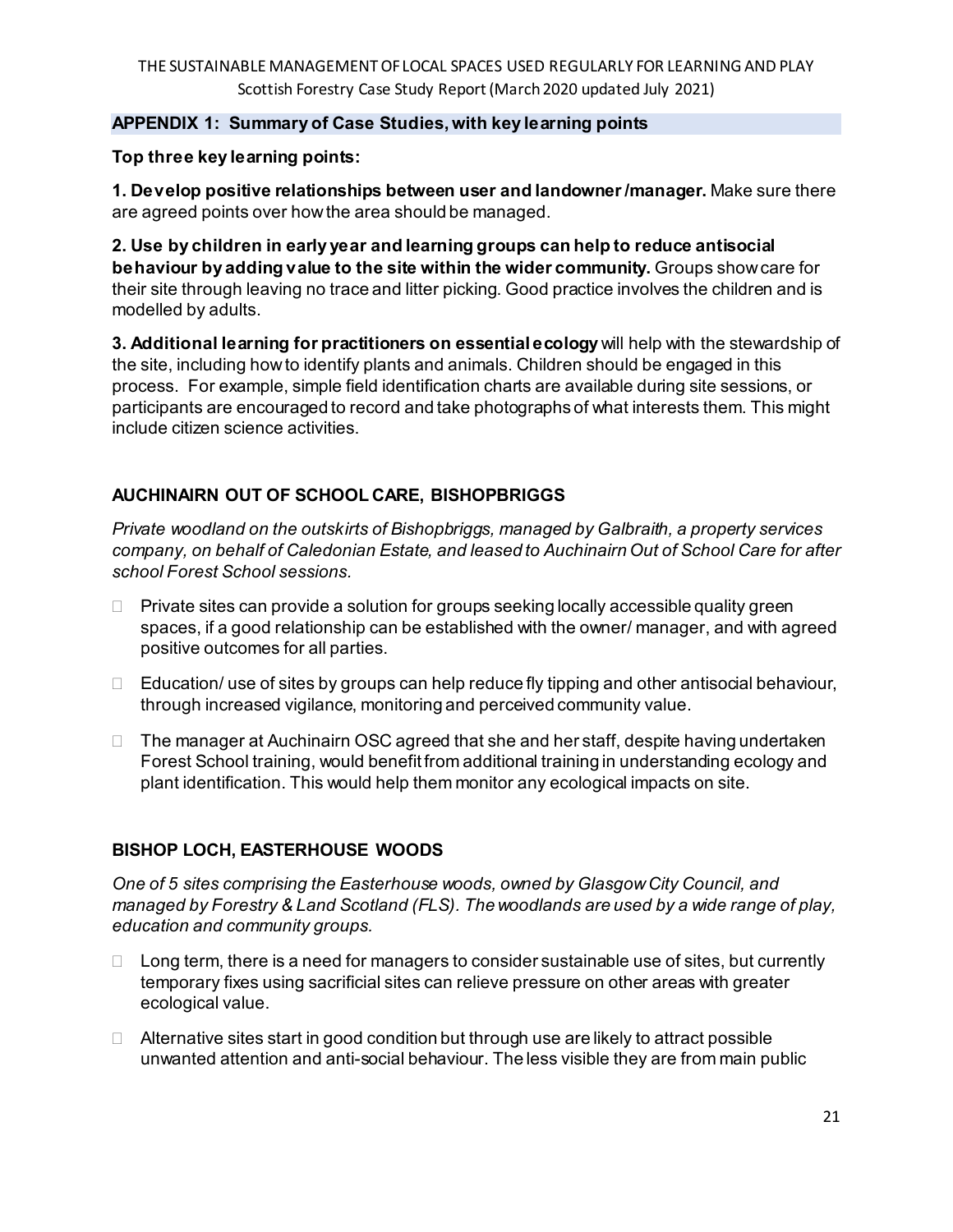## APPENDIX 1: Summary of Case Studies, with key learning points

**Top three key learning points:**

**1. Develop positive relationships between user and landowner /manager.** Make sure there are agreed points over how the area should be managed.

**2. Use by children in early year and learning groups can help to reduce antisocial behaviour by adding value to the site within the wider community.** Groups show care for their site through leaving no trace and litter picking. Good practice involves the children and is modelled by adults.

**3. Additional learning for practitioners on essential ecology** will help with the stewardship of the site, including how to identify plants and animals. Children should be engaged in this process. For example, simple field identification charts are available during site sessions, or participants are encouraged to record and take photographs of what interests them. This might include citizen science activities.

### AUCHINAIRN OUT OF SCHOOL CARE, BISHOPBRIGGS

*Private woodland on the outskirts of Bishopbriggs, managed by Galbraith, a property services company, on behalf of Caledonian Estate, and leased to Auchinairn Out of School Care for after school Forest School sessions.*

- Private sites can provide a solution for groups seeking locally accessible quality green spaces, if a good relationship can be established with the owner/ manager, and with agreed positive outcomes for all parties.
- Education/ use of sites by groups can help reduce fly tipping and other antisocial behaviour, through increased vigilance, monitoring and perceived community value.
- The manager at Auchinairn OSC agreed that she and her staff, despite having undertaken Forest School training, would benefit from additional training in understanding ecology and plant identification. This would help them monitor any ecological impacts on site.

### BISHOP LOCH, EASTERHOUSE WOODS

*One of 5 sites comprising the Easterhouse woods, owned by Glasgow City Council, and managed by Forestry & Land Scotland (FLS). The woodlands are used by a wide range of play, education and community groups.*

- Long term, there is a need for managers to consider sustainable use of sites, but currently temporary fixes using sacrificial sites can relieve pressure on other areas with greater ecological value.
- Alternative sites start in good condition but through use are likely to attract possible unwanted attention and anti-social behaviour. The less visible they are from main public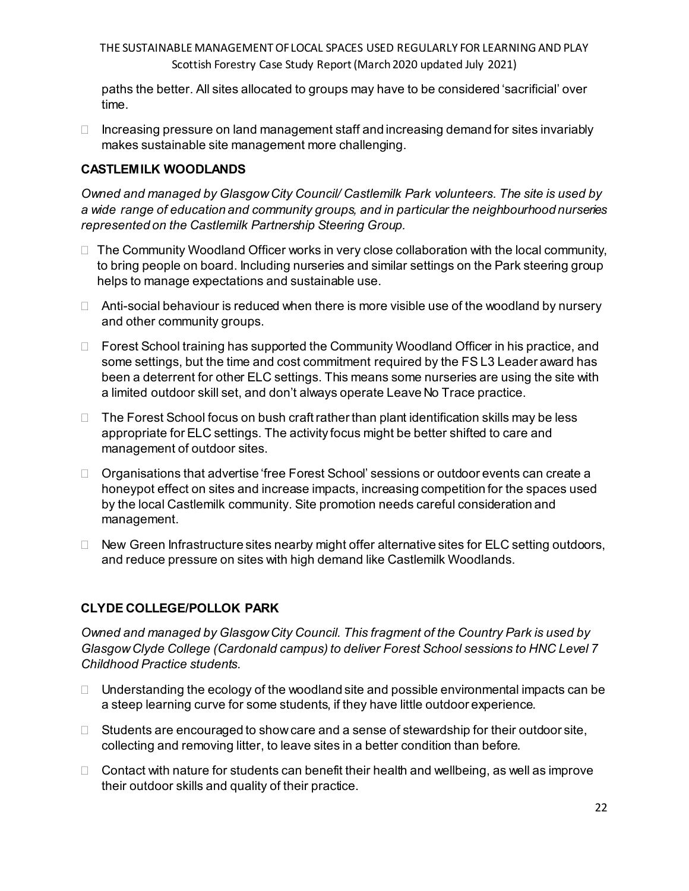paths the better. All sites allocated to groups may have to be considered 'sacrificial' over time.

- Increasing pressure on land management staff and increasing demand for sites invariably makes sustainable site management more challenging.

### CASTLEMILK WOODLANDS

*Owned and managed by Glasgow City Council/ Castlemilk Park volunteers. The site is used by a wide range of education and community groups, and in particular the neighbourhood nurseries represented on the Castlemilk Partnership Steering Group.*

- The Community Woodland Officer works in very close collaboration with the local community, to bring people on board. Including nurseries and similar settings on the Park steering group helps to manage expectations and sustainable use.
- Anti-social behaviour is reduced when there is more visible use of the woodland by nursery and other community groups.
- Forest School training has supported the Community Woodland Officer in his practice, and some settings, but the time and cost commitment required by the FS L3 Leader award has been a deterrent for other ELC settings. This means some nurseries are using the site with a limited outdoor skill set, and don't always operate Leave No Trace practice.
- The Forest School focus on bush craft rather than plant identification skills may be less appropriate for ELC settings. The activity focus might be better shifted to care and management of outdoor sites.
- Organisations that advertise 'free Forest School' sessions or outdoor events can create a honeypot effect on sites and increase impacts, increasing competition for the spaces used by the local Castlemilk community. Site promotion needs careful consideration and management.
- New Green Infrastructure sites nearby might offer alternative sites for ELC setting outdoors, and reduce pressure on sites with high demand like Castlemilk Woodlands.

### CLYDE COLLEGE/POLLOK PARK

*Owned and managed by Glasgow City Council. This fragment of the Country Park is used by Glasgow Clyde College (Cardonald campus) to deliver Forest School sessions to HNC Level 7 Childhood Practice students.*

- Understanding the ecology of the woodland site and possible environmental impacts can be a steep learning curve for some students, if they have little outdoor experience.
- Students are encouraged to show care and a sense of stewardship for their outdoor site, collecting and removing litter, to leave sites in a better condition than before.
- Contact with nature for students can benefit their health and wellbeing, as well as improve their outdoor skills and quality of their practice.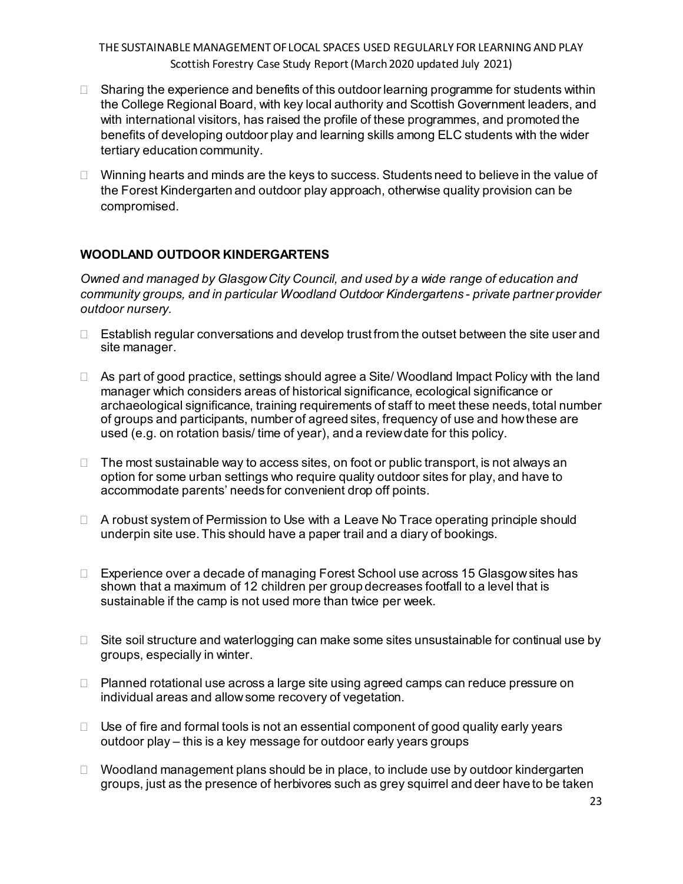- Sharing the experience and benefits of this outdoor learning programme for students within the College Regional Board, with key local authority and Scottish Government leaders, and with international visitors, has raised the profile of these programmes, and promoted the benefits of developing outdoor play and learning skills among ELC students with the wider tertiary education community.
- Winning hearts and minds are the keys to success. Students need to believe in the value of the Forest Kindergarten and outdoor play approach, otherwise quality provision can be compromised.

### WOODLAND OUTDOOR KINDERGARTENS

*Owned and managed by Glasgow City Council, and used by a wide range of education and community groups, and in particular Woodland Outdoor Kindergartens - private partner provider outdoor nursery.*

- Establish regular conversations and develop trust from the outset between the site user and site manager.
- As part of good practice, settings should agree a Site/ Woodland Impact Policy with the land manager which considers areas of historical significance, ecological significance or archaeological significance, training requirements of staff to meet these needs, total number of groups and participants, number of agreed sites, frequency of use and how these are used (e.g. on rotation basis/ time of year), and a review date for this policy.
- The most sustainable way to access sites, on foot or public transport, is not always an option for some urban settings who require quality outdoor sites for play, and have to accommodate parents' needs for convenient drop off points.
- A robust system of Permission to Use with a Leave No Trace operating principle should underpin site use. This should have a paper trail and a diary of bookings.
- Experience over a decade of managing Forest School use across 15 Glasgow sites has shown that a maximum of 12 children per group decreases footfall to a level that is sustainable if the camp is not used more than twice per week.
- Site soil structure and waterlogging can make some sites unsustainable for continual use by groups, especially in winter.
- Planned rotational use across a large site using agreed camps can reduce pressure on individual areas and allow some recovery of vegetation.
- Use of fire and formal tools is not an essential component of good quality early years outdoor play – this is a key message for outdoor early years groups
- Woodland management plans should be in place, to include use by outdoor kindergarten groups, just as the presence of herbivores such as grey squirrel and deer have to be taken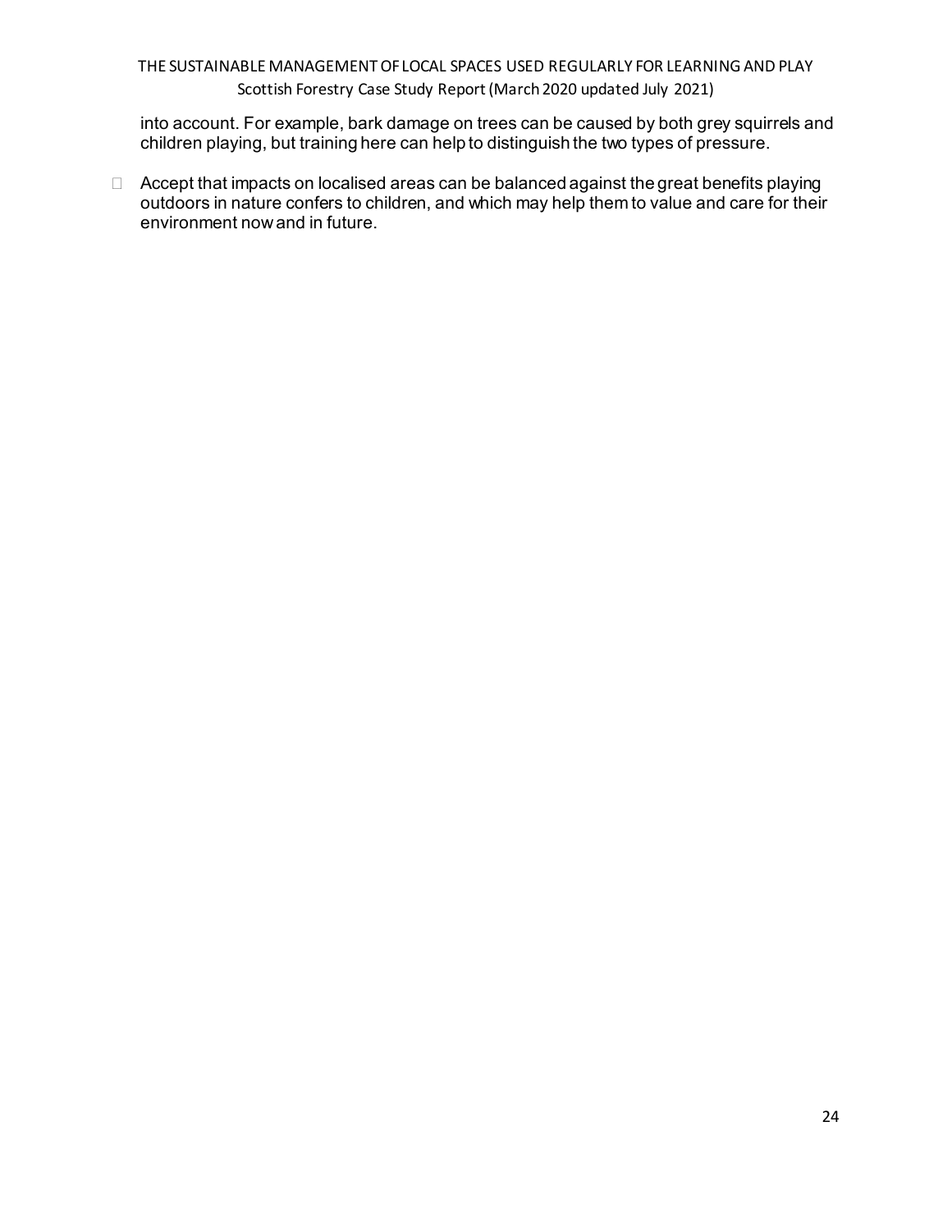into account. For example, bark damage on trees can be caused by both grey squirrels and children playing, but training here can help to distinguish the two types of pressure.

- Accept that impacts on localised areas can be balanced against the great benefits playing outdoors in nature confers to children, and which may help them to value and care for their environment now and in future.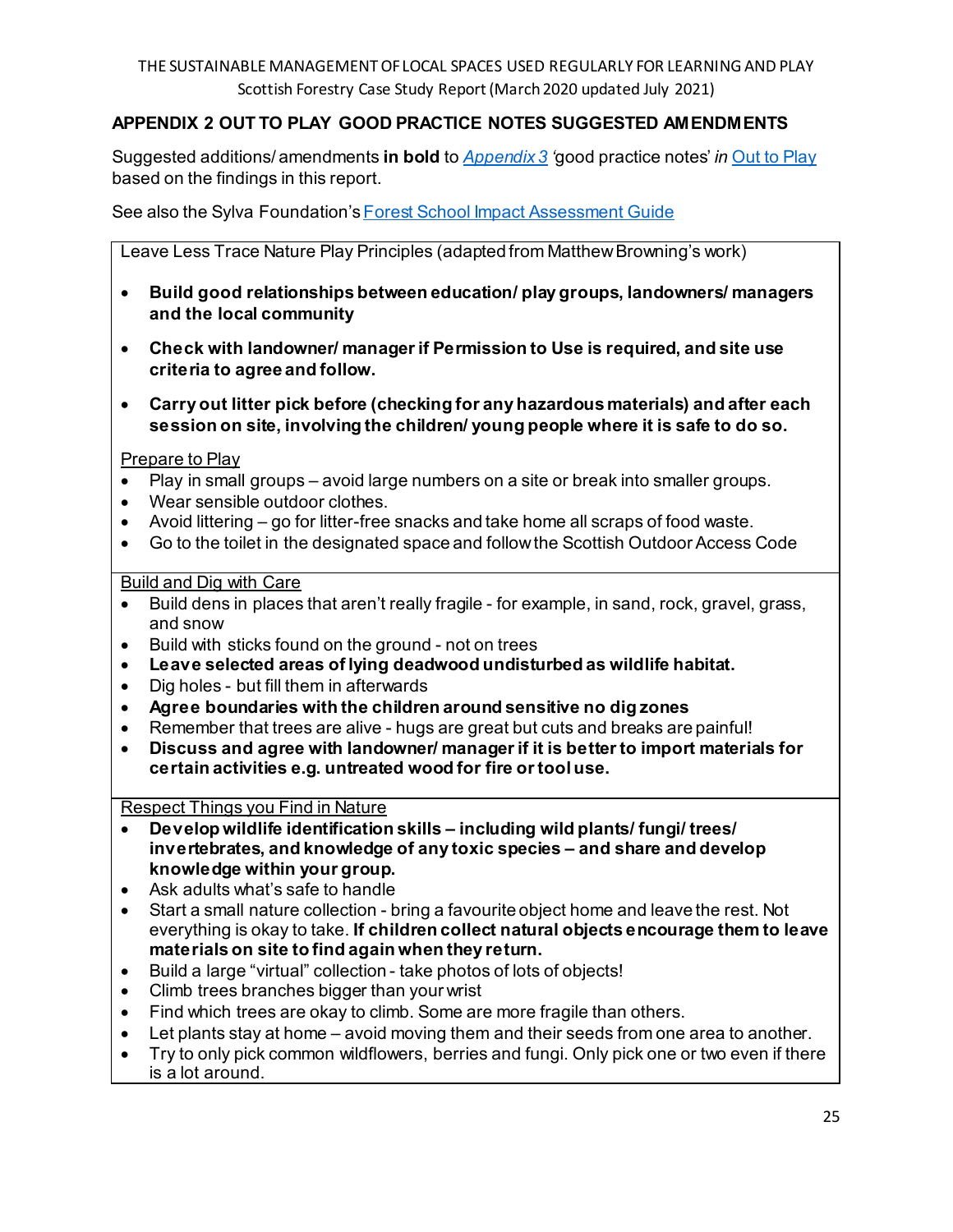## APPENDIX 2 OUT TO PLAY GOOD PRACTICE NOTES SUGGESTED AMENDMENTS

Suggested additions/ amendments **in bold** to *Appendix 3* 'good practice notes' *in* Out to Play based on the findings in this report.

See also the Sylva Foundation's Forest School Impact Assessment Guide

Leave Less Trace Nature Play Principles (adapted from Matthew Browning's work)

- **Build good relationships between education/ play groups, landowners/ managers and the local community**
- **Check with landowner/ manager if Permission to Use is required, and site use criteria to agree and follow.**
- **Carry out litter pick before (checking for any hazardous materials) and after each session on site, involving the children/ young people where it is safe to do so.**

Prepare to Play

- Play in small groups – avoid large numbers on a site or break into smaller groups.
- Wear sensible outdoor clothes.
- Avoid littering – go for litter-free snacks and take home all scraps of food waste.
- Go to the toilet in the designated space and follow the Scottish Outdoor Access Code

Build and Dig with Care

- Build dens in places that aren't really fragile - for example, in sand, rock, gravel, grass, and snow
- Build with sticks found on the ground - not on trees
- **Leave selected areas of lying deadwood undisturbed as wildlife habitat.**
- Dig holes - but fill them in afterwards
- **Agree boundaries with the children around sensitive no dig zones**
- Remember that trees are alive - hugs are great but cuts and breaks are painful!
- **Discuss and agree with landowner/ manager if it is better to import materials for certain activities e.g. untreated wood for fire or tool use.**

Respect Things you Find in Nature

- **Develop wildlife identification skills – including wild plants/ fungi/ trees/ invertebrates, and knowledge of any toxic species – and share and develop knowledge within your group.**
- Ask adults what's safe to handle
- Start a small nature collection - bring a favourite object home and leave the rest. Not everything is okay to take. **If children collect natural objects encourage them to leave materials on site to find again when they return.**
- Build a large "virtual" collection - take photos of lots of objects!
- Climb trees branches bigger than your wrist
- Find which trees are okay to climb. Some are more fragile than others.
- Let plants stay at home – avoid moving them and their seeds from one area to another.
- Try to only pick common wildflowers, berries and fungi. Only pick one or two even if there is a lot around.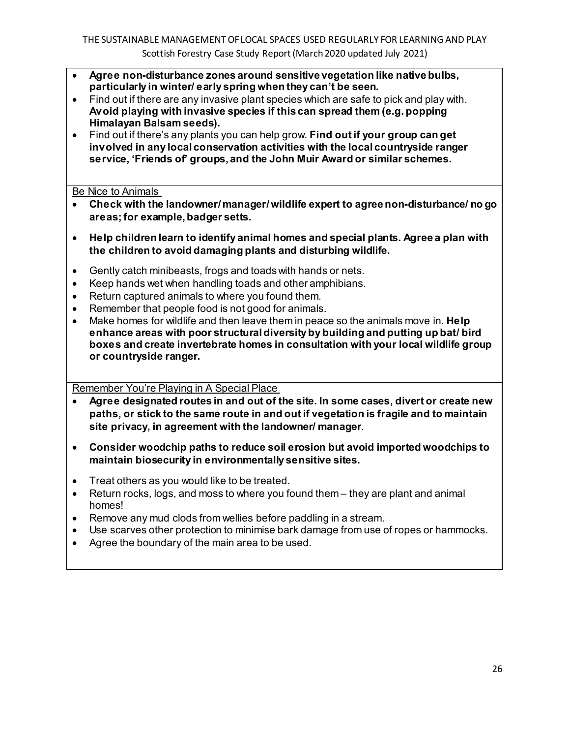- **Agree non-disturbance zones around sensitive vegetation like native bulbs, particularly in winter/ early spring when they can't be seen.**
- Find out if there are any invasive plant species which are safe to pick and play with. **Avoid playing with invasive species if this can spread them (e.g. popping Himalayan Balsam seeds).**
- Find out if there's any plants you can help grow. **Find out if your group can get involved in any local conservation activities with the local countryside ranger service, 'Friends of' groups, and the John Muir Award or similar schemes.**

Be Nice to Animals

- **Check with the landowner/ manager/ wildlife expert to agree non-disturbance/ no go areas; for example, badger setts.**
- **Help children learn to identify animal homes and special plants. Agree a plan with the children to avoid damaging plants and disturbing wildlife.**
- Gently catch minibeasts, frogs and toads with hands or nets.
- Keep hands wet when handling toads and other amphibians.
- Return captured animals to where you found them.
- Remember that people food is not good for animals.
- Make homes for wildlife and then leave them in peace so the animals move in. **Help enhance areas with poor structural diversity by building and putting up bat/ bird boxes and create invertebrate homes in consultation with your local wildlife group or countryside ranger.**

Remember You're Playing in A Special Place

- **Agree designated routes in and out of the site. In some cases, divert or create new paths, or stick to the same route in and out if vegetation is fragile and to maintain site privacy, in agreement with the landowner/ manager**.
- **Consider woodchip paths to reduce soil erosion but avoid imported woodchips to maintain biosecurity in environmentally sensitive sites.**
- Treat others as you would like to be treated.
- Return rocks, logs, and moss to where you found them – they are plant and animal homes!
- Remove any mud clods from wellies before paddling in a stream.
- Use scarves other protection to minimise bark damage from use of ropes or hammocks.
- Agree the boundary of the main area to be used.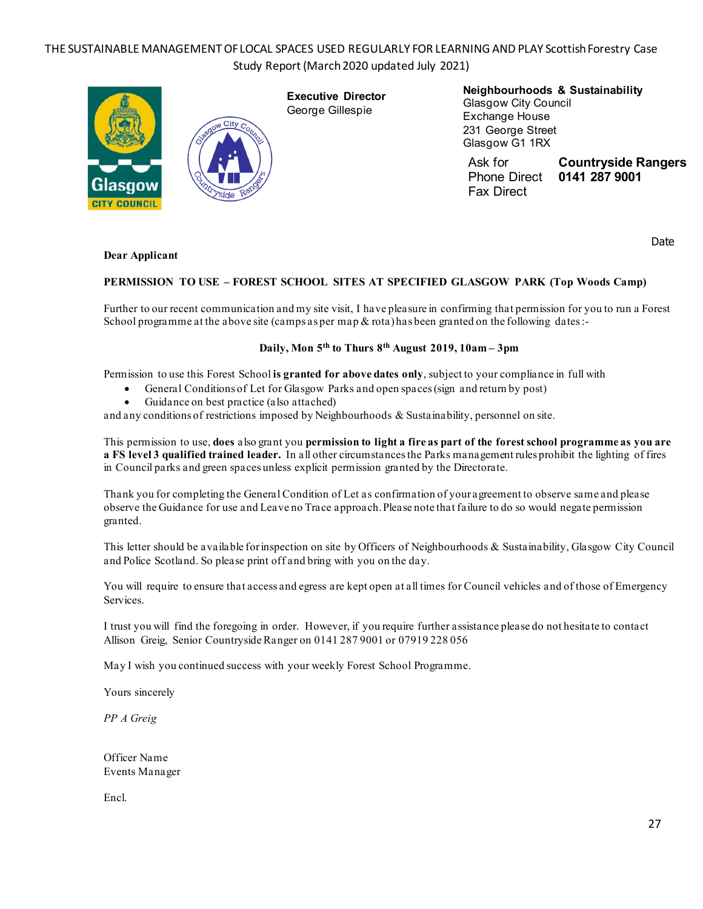Executive Director
George Gillespie

**Neighbourhoods & Sustainability**
Glasgow City Council
Exchange House
231 George Street
Glasgow G1 1RX

| | |
|---|---|
| Ask for | **Countryside Rangers** |
| Phone Direct | **0141 287 9001** |
| Fax Direct | |

Date

**Dear Applicant**

**PERMISSION TO USE – FOREST SCHOOL SITES AT SPECIFIED GLASGOW PARK (Top Woods Camp)**

Further to our recent communication and my site visit, I have pleasure in confirming that permission for you to run a Forest School programme at the above site (camps as per map & rota) has been granted on the following dates:-

**Daily, Mon 5th to Thurs 8th August 2019, 10am – 3pm**

Permission to use this Forest School **is granted for above dates only**, subject to your compliance in full with

- General Conditions of Let for Glasgow Parks and open spaces (sign and return by post)
- Guidance on best practice (also attached)

and any conditions of restrictions imposed by Neighbourhoods & Sustainability, personnel on site.

This permission to use, **does** also grant you **permission to light a fire as part of the forest school programme as you are a FS level 3 qualified trained leader.** In all other circumstances the Parks management rules prohibit the lighting of fires in Council parks and green spaces unless explicit permission granted by the Directorate.

Thank you for completing the General Condition of Let as confirmation of your agreement to observe same and please observe the Guidance for use and Leave no Trace approach. Please note that failure to do so would negate permission granted.

This letter should be available for inspection on site by Officers of Neighbourhoods & Sustainability, Glasgow City Council and Police Scotland. So please print off and bring with you on the day.

You will require to ensure that access and egress are kept open at all times for Council vehicles and of those of Emergency Services.

I trust you will find the foregoing in order. However, if you require further assistance please do not hesitate to contact Allison Greig, Senior Countryside Ranger on 0141 287 9001 or 07919 228 056

May I wish you continued success with your weekly Forest School Programme.

Yours sincerely

*PP A Greig*

Officer Name
Events Manager

Encl.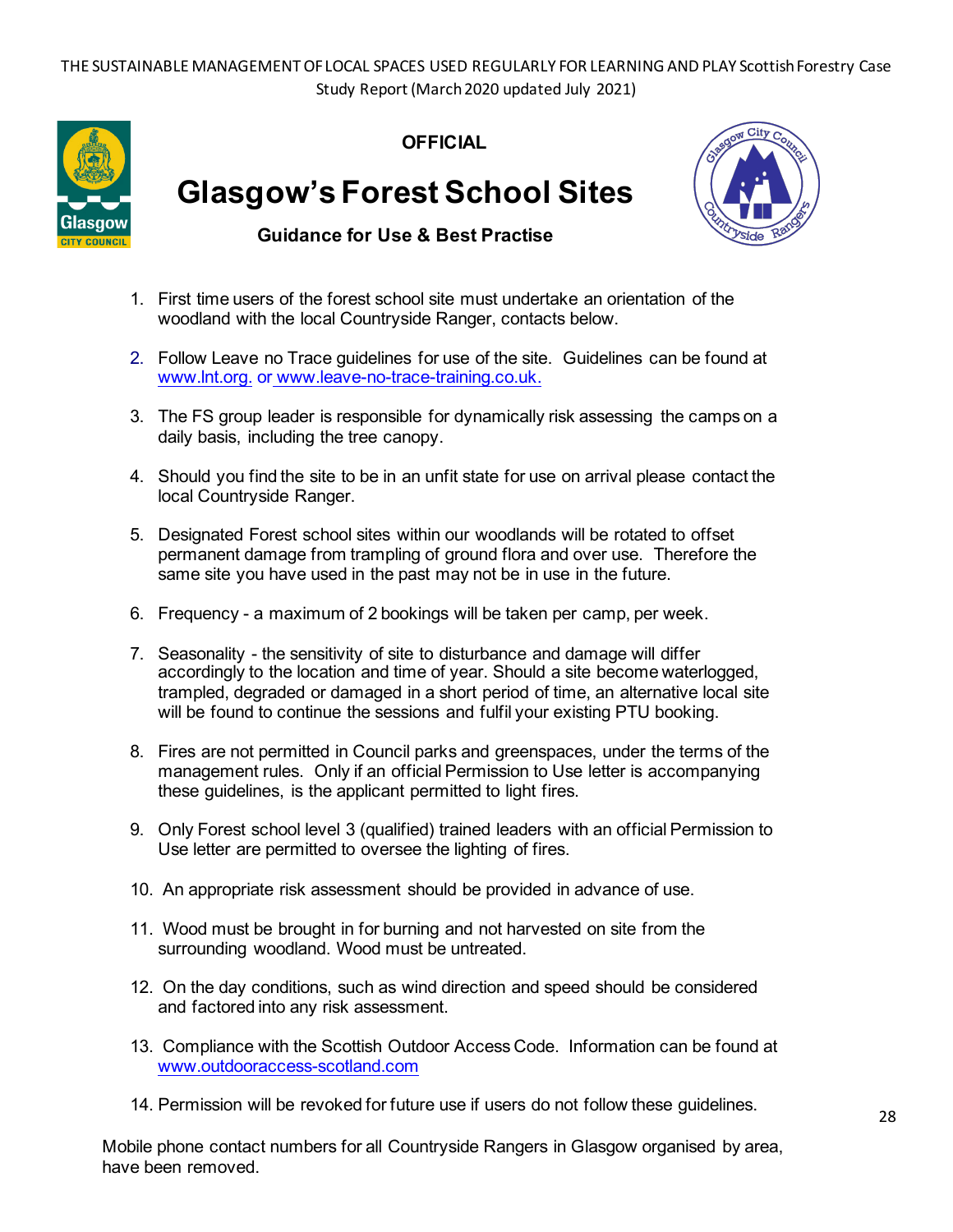**OFFICIAL**

# Glasgow's Forest School Sites

**Guidance for Use & Best Practise**

1. First time users of the forest school site must undertake an orientation of the woodland with the local Countryside Ranger, contacts below.

2. Follow Leave no Trace guidelines for use of the site. Guidelines can be found at www.lnt.org. or www.leave-no-trace-training.co.uk.

3. The FS group leader is responsible for dynamically risk assessing the camps on a daily basis, including the tree canopy.

4. Should you find the site to be in an unfit state for use on arrival please contact the local Countryside Ranger.

5. Designated Forest school sites within our woodlands will be rotated to offset permanent damage from trampling of ground flora and over use. Therefore the same site you have used in the past may not be in use in the future.

6. Frequency - a maximum of 2 bookings will be taken per camp, per week.

7. Seasonality - the sensitivity of site to disturbance and damage will differ accordingly to the location and time of year. Should a site become waterlogged, trampled, degraded or damaged in a short period of time, an alternative local site will be found to continue the sessions and fulfil your existing PTU booking.

8. Fires are not permitted in Council parks and greenspaces, under the terms of the management rules. Only if an official Permission to Use letter is accompanying these guidelines, is the applicant permitted to light fires.

9. Only Forest school level 3 (qualified) trained leaders with an official Permission to Use letter are permitted to oversee the lighting of fires.

10. An appropriate risk assessment should be provided in advance of use.

11. Wood must be brought in for burning and not harvested on site from the surrounding woodland. Wood must be untreated.

12. On the day conditions, such as wind direction and speed should be considered and factored into any risk assessment.

13. Compliance with the Scottish Outdoor Access Code. Information can be found at www.outdooraccess-scotland.com

14. Permission will be revoked for future use if users do not follow these guidelines.

Mobile phone contact numbers for all Countryside Rangers in Glasgow organised by area, have been removed.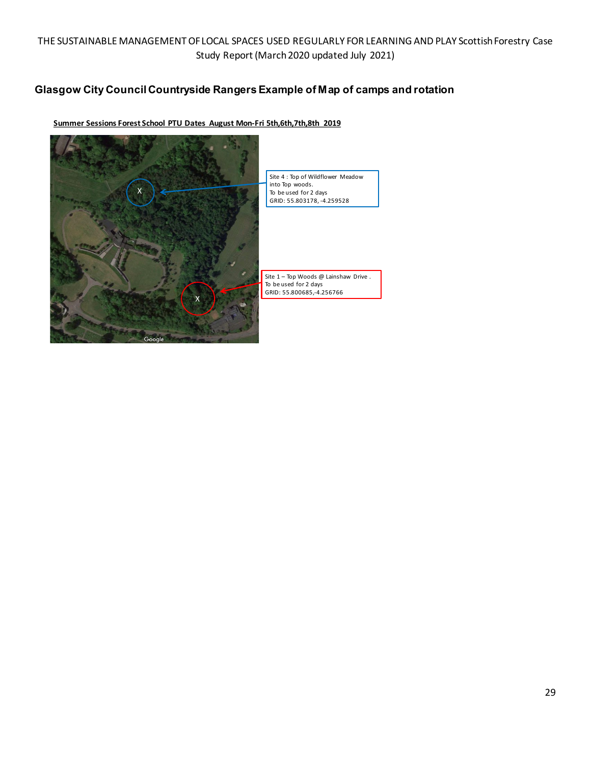## Glasgow City Council Countryside Rangers Example of Map of camps and rotation

**Summer Sessions Forest School PTU Dates August Mon-Fri 5th,6th,7th,8th 2019**

Site 4 : Top of Wildflower Meadow into Top woods.
To be used for 2 days
GRID: 55.803178, -4.259528

Site 1 – Top Woods @ Lainshaw Drive .
To be used for 2 days
GRID: 55.800685,-4.256766

Google